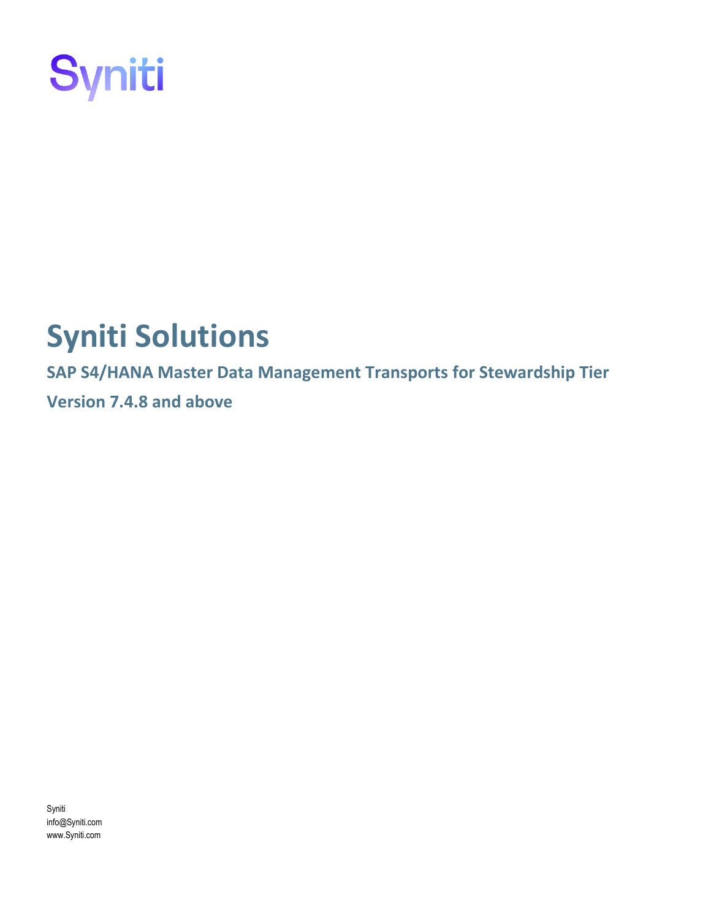Syniti

# Syniti Solutions

## SAP S4/HANA Master Data Management Transports for Stewardship Tier

## Version 7.4.8 and above

Syniti
info@Syniti.com
www.Syniti.com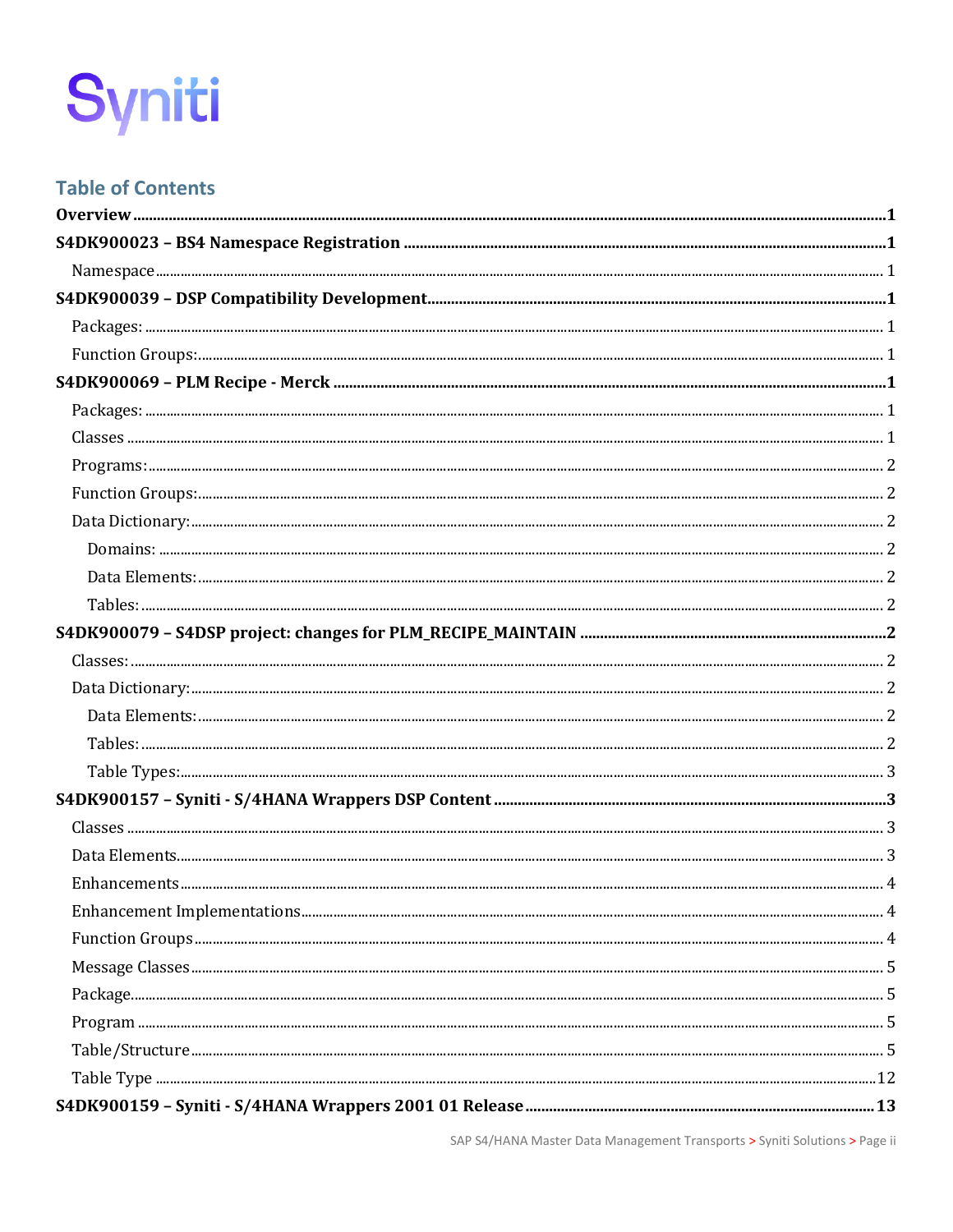Syniti

## Table of Contents

**Overview** ........ **1**

**S4DK900023 – BS4 Namespace Registration** ........ **1**

- Namespace ........ 1

**S4DK900039 – DSP Compatibility Development** ........ **1**

- Packages: ........ 1
- Function Groups: ........ 1

**S4DK900069 – PLM Recipe - Merck** ........ **1**

- Packages: ........ 1
- Classes ........ 1
- Programs: ........ 2
- Function Groups: ........ 2
- Data Dictionary: ........ 2
  - Domains: ........ 2
  - Data Elements: ........ 2
  - Tables: ........ 2

**S4DK900079 – S4DSP project: changes for PLM_RECIPE_MAINTAIN** ........ **2**

- Classes: ........ 2
- Data Dictionary: ........ 2
  - Data Elements: ........ 2
  - Tables: ........ 2
  - Table Types: ........ 3

**S4DK900157 – Syniti - S/4HANA Wrappers DSP Content** ........ **3**

- Classes ........ 3
- Data Elements ........ 3
- Enhancements ........ 4
- Enhancement Implementations ........ 4
- Function Groups ........ 4
- Message Classes ........ 5
- Package ........ 5
- Program ........ 5
- Table/Structure ........ 5
- Table Type ........ 12

**S4DK900159 – Syniti - S/4HANA Wrappers 2001 01 Release** ........ **13**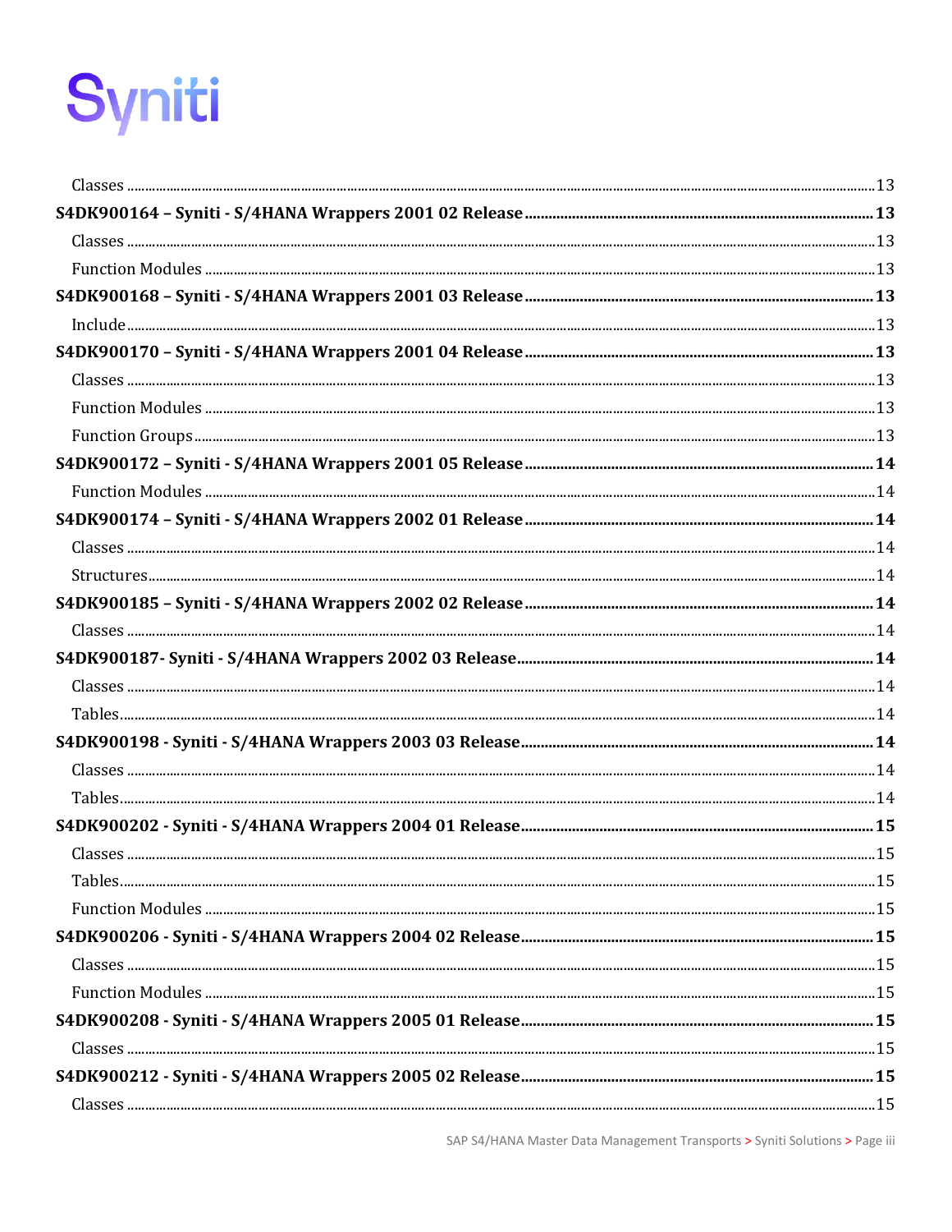Classes ....................................................................................................................................13

**S4DK900164 – Syniti - S/4HANA Wrappers 2001 02 Release ....................................................13**

Classes ....................................................................................................................................13

Function Modules ....................................................................................................................13

**S4DK900168 – Syniti - S/4HANA Wrappers 2001 03 Release ....................................................13**

Include ....................................................................................................................................13

**S4DK900170 – Syniti - S/4HANA Wrappers 2001 04 Release ....................................................13**

Classes ....................................................................................................................................13

Function Modules ....................................................................................................................13

Function Groups ......................................................................................................................13

**S4DK900172 – Syniti - S/4HANA Wrappers 2001 05 Release ....................................................14**

Function Modules ....................................................................................................................14

**S4DK900174 – Syniti - S/4HANA Wrappers 2002 01 Release ....................................................14**

Classes ....................................................................................................................................14

Structures ................................................................................................................................14

**S4DK900185 – Syniti - S/4HANA Wrappers 2002 02 Release ....................................................14**

Classes ....................................................................................................................................14

**S4DK900187- Syniti - S/4HANA Wrappers 2002 03 Release .....................................................14**

Classes ....................................................................................................................................14

Tables ......................................................................................................................................14

**S4DK900198 - Syniti - S/4HANA Wrappers 2003 03 Release .....................................................14**

Classes ....................................................................................................................................14

Tables ......................................................................................................................................14

**S4DK900202 - Syniti - S/4HANA Wrappers 2004 01 Release .....................................................15**

Classes ....................................................................................................................................15

Tables ......................................................................................................................................15

Function Modules ....................................................................................................................15

**S4DK900206 - Syniti - S/4HANA Wrappers 2004 02 Release .....................................................15**

Classes ....................................................................................................................................15

Function Modules ....................................................................................................................15

**S4DK900208 - Syniti - S/4HANA Wrappers 2005 01 Release .....................................................15**

Classes ....................................................................................................................................15

**S4DK900212 - Syniti - S/4HANA Wrappers 2005 02 Release .....................................................15**

Classes ....................................................................................................................................15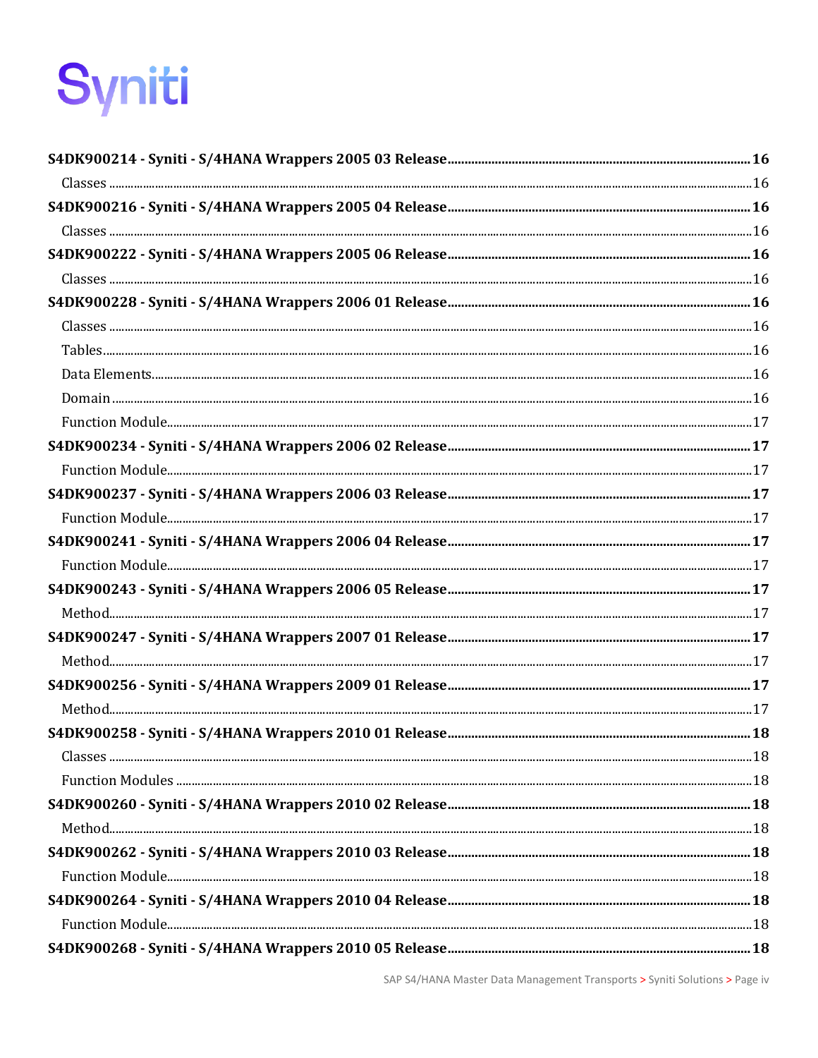S4DK900214 - Syniti - S/4HANA Wrappers 2005 03 Release ........ 16

- Classes ........ 16

S4DK900216 - Syniti - S/4HANA Wrappers 2005 04 Release ........ 16

- Classes ........ 16

S4DK900222 - Syniti - S/4HANA Wrappers 2005 06 Release ........ 16

- Classes ........ 16

S4DK900228 - Syniti - S/4HANA Wrappers 2006 01 Release ........ 16

- Classes ........ 16
- Tables ........ 16
- Data Elements ........ 16
- Domain ........ 16
- Function Module ........ 17

S4DK900234 - Syniti - S/4HANA Wrappers 2006 02 Release ........ 17

- Function Module ........ 17

S4DK900237 - Syniti - S/4HANA Wrappers 2006 03 Release ........ 17

- Function Module ........ 17

S4DK900241 - Syniti - S/4HANA Wrappers 2006 04 Release ........ 17

- Function Module ........ 17

S4DK900243 - Syniti - S/4HANA Wrappers 2006 05 Release ........ 17

- Method ........ 17

S4DK900247 - Syniti - S/4HANA Wrappers 2007 01 Release ........ 17

- Method ........ 17

S4DK900256 - Syniti - S/4HANA Wrappers 2009 01 Release ........ 17

- Method ........ 17

S4DK900258 - Syniti - S/4HANA Wrappers 2010 01 Release ........ 18

- Classes ........ 18
- Function Modules ........ 18

S4DK900260 - Syniti - S/4HANA Wrappers 2010 02 Release ........ 18

- Method ........ 18

S4DK900262 - Syniti - S/4HANA Wrappers 2010 03 Release ........ 18

- Function Module ........ 18

S4DK900264 - Syniti - S/4HANA Wrappers 2010 04 Release ........ 18

- Function Module ........ 18

S4DK900268 - Syniti - S/4HANA Wrappers 2010 05 Release ........ 18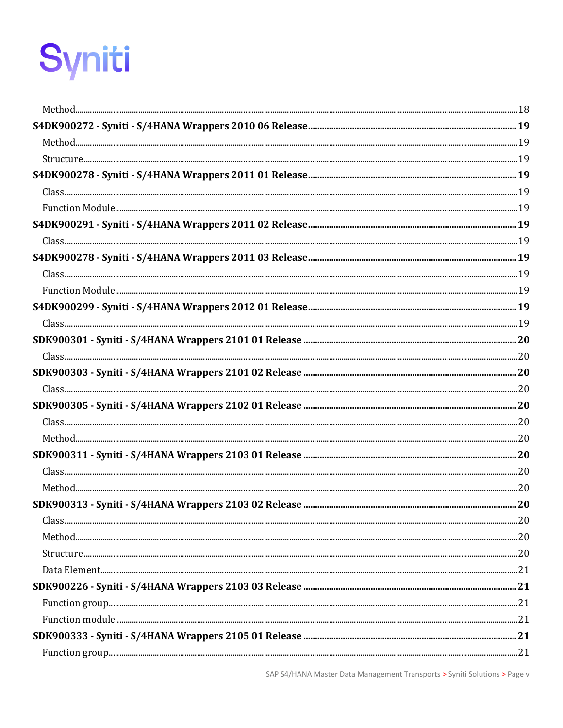Method ........ 18

**S4DK900272 - Syniti - S/4HANA Wrappers 2010 06 Release ........ 19**

Method ........ 19

Structure ........ 19

**S4DK900278 - Syniti - S/4HANA Wrappers 2011 01 Release ........ 19**

Class ........ 19

Function Module ........ 19

**S4DK900291 - Syniti - S/4HANA Wrappers 2011 02 Release ........ 19**

Class ........ 19

**S4DK900278 - Syniti - S/4HANA Wrappers 2011 03 Release ........ 19**

Class ........ 19

Function Module ........ 19

**S4DK900299 - Syniti - S/4HANA Wrappers 2012 01 Release ........ 19**

Class ........ 19

**SDK900301 - Syniti - S/4HANA Wrappers 2101 01 Release ........ 20**

Class ........ 20

**SDK900303 - Syniti - S/4HANA Wrappers 2101 02 Release ........ 20**

Class ........ 20

**SDK900305 - Syniti - S/4HANA Wrappers 2102 01 Release ........ 20**

Class ........ 20

Method ........ 20

**SDK900311 - Syniti - S/4HANA Wrappers 2103 01 Release ........ 20**

Class ........ 20

Method ........ 20

**SDK900313 - Syniti - S/4HANA Wrappers 2103 02 Release ........ 20**

Class ........ 20

Method ........ 20

Structure ........ 20

Data Element ........ 21

**SDK900226 - Syniti - S/4HANA Wrappers 2103 03 Release ........ 21**

Function group ........ 21

Function module ........ 21

**SDK900333 - Syniti - S/4HANA Wrappers 2105 01 Release ........ 21**

Function group ........ 21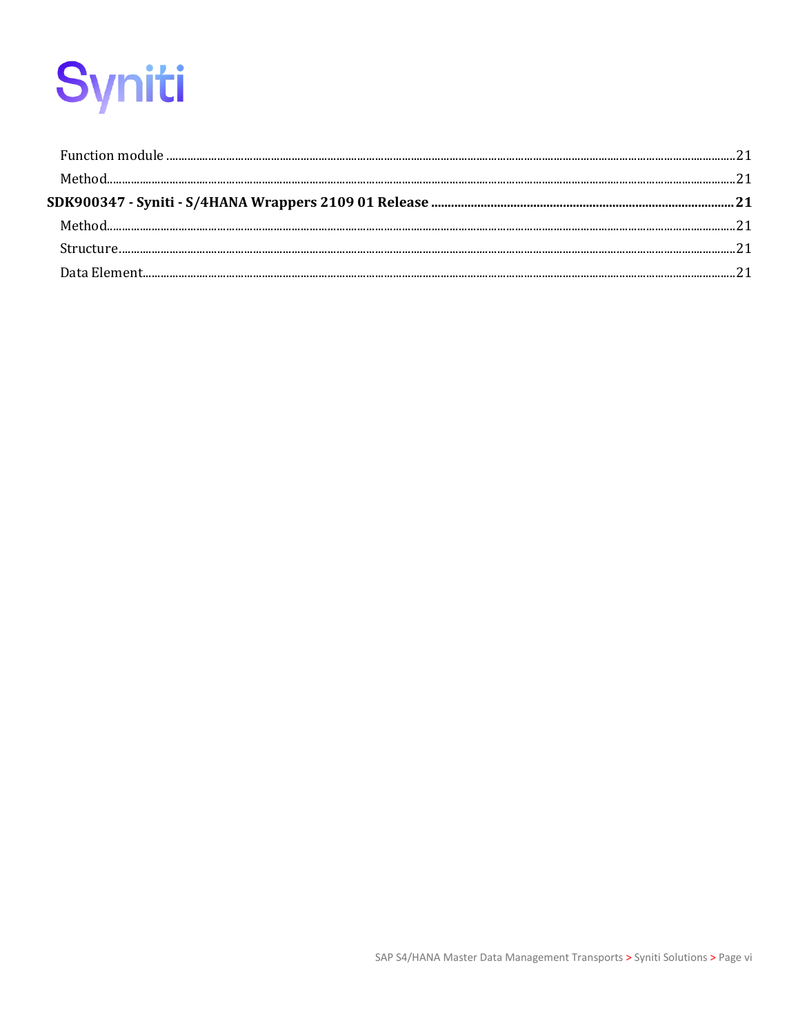Function module ........................................................................................................................................................ 21
Method........................................................................................................................................................................ 21
**SDK900347 - Syniti - S/4HANA Wrappers 2109 01 Release ........................................................................ 21**
Method........................................................................................................................................................................ 21
Structure..................................................................................................................................................................... 21
Data Element............................................................................................................................................................. 21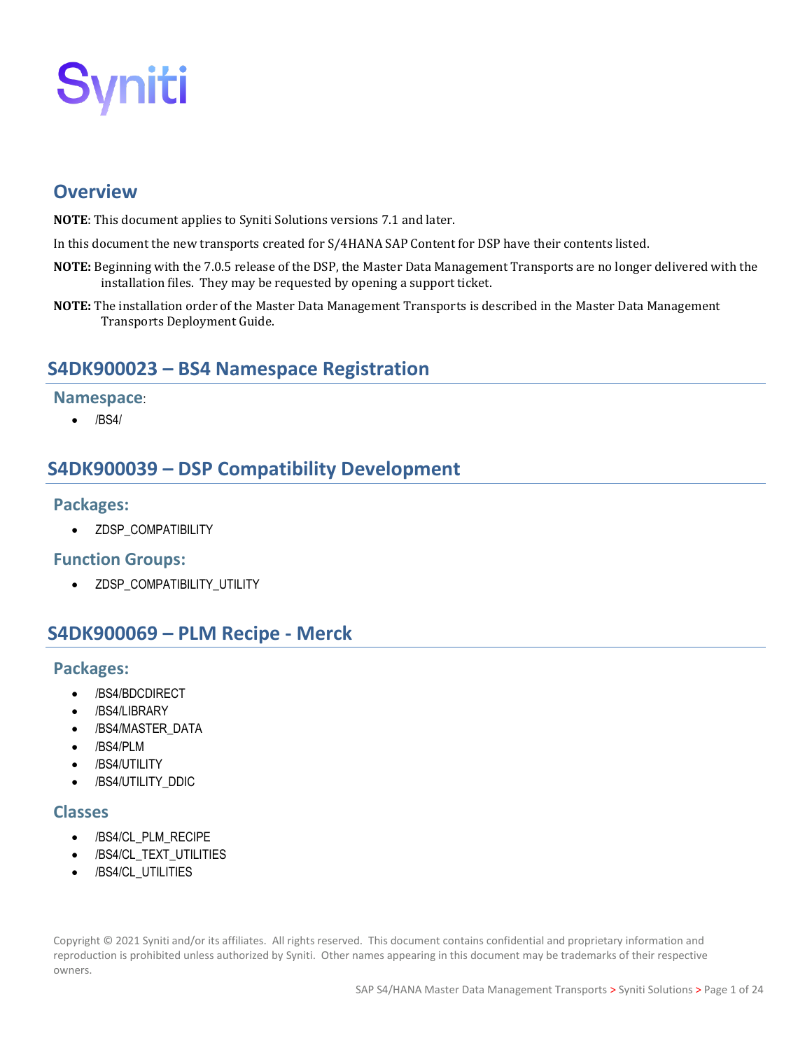Syniti

## Overview

**NOTE**: This document applies to Syniti Solutions versions 7.1 and later.

In this document the new transports created for S/4HANA SAP Content for DSP have their contents listed.

**NOTE:** Beginning with the 7.0.5 release of the DSP, the Master Data Management Transports are no longer delivered with the installation files. They may be requested by opening a support ticket.

**NOTE:** The installation order of the Master Data Management Transports is described in the Master Data Management Transports Deployment Guide.

## S4DK900023 – BS4 Namespace Registration

### Namespace:

- /BS4/

## S4DK900039 – DSP Compatibility Development

### Packages:

- ZDSP_COMPATIBILITY

### Function Groups:

- ZDSP_COMPATIBILITY_UTILITY

## S4DK900069 – PLM Recipe - Merck

### Packages:

- /BS4/BDCDIRECT
- /BS4/LIBRARY
- /BS4/MASTER_DATA
- /BS4/PLM
- /BS4/UTILITY
- /BS4/UTILITY_DDIC

### Classes

- /BS4/CL_PLM_RECIPE
- /BS4/CL_TEXT_UTILITIES
- /BS4/CL_UTILITIES

Copyright © 2021 Syniti and/or its affiliates. All rights reserved. This document contains confidential and proprietary information and reproduction is prohibited unless authorized by Syniti. Other names appearing in this document may be trademarks of their respective owners.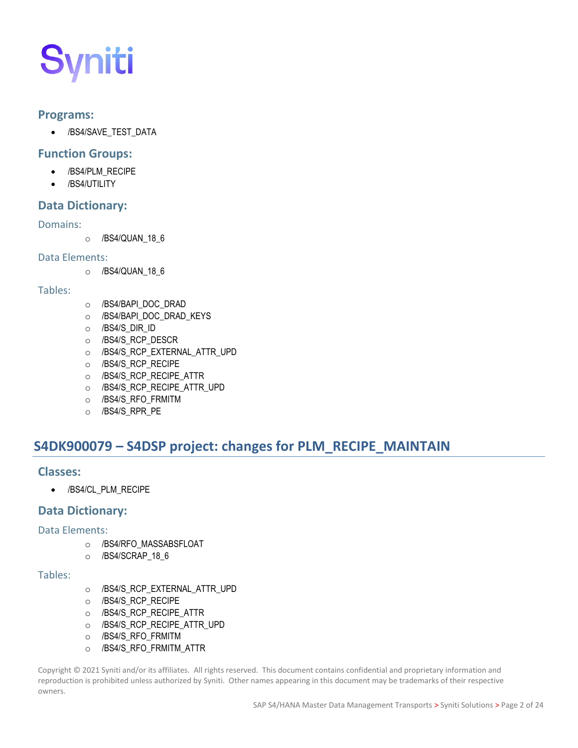### Programs:

- /BS4/SAVE_TEST_DATA

### Function Groups:

- /BS4/PLM_RECIPE
- /BS4/UTILITY

### Data Dictionary:

#### Domains:

- /BS4/QUAN_18_6

#### Data Elements:

- /BS4/QUAN_18_6

#### Tables:

- /BS4/BAPI_DOC_DRAD
- /BS4/BAPI_DOC_DRAD_KEYS
- /BS4/S_DIR_ID
- /BS4/S_RCP_DESCR
- /BS4/S_RCP_EXTERNAL_ATTR_UPD
- /BS4/S_RCP_RECIPE
- /BS4/S_RCP_RECIPE_ATTR
- /BS4/S_RCP_RECIPE_ATTR_UPD
- /BS4/S_RFO_FRMITM
- /BS4/S_RPR_PE

## S4DK900079 – S4DSP project: changes for PLM_RECIPE_MAINTAIN

### Classes:

- /BS4/CL_PLM_RECIPE

### Data Dictionary:

#### Data Elements:

- /BS4/RFO_MASSABSFLOAT
- /BS4/SCRAP_18_6

#### Tables:

- /BS4/S_RCP_EXTERNAL_ATTR_UPD
- /BS4/S_RCP_RECIPE
- /BS4/S_RCP_RECIPE_ATTR
- /BS4/S_RCP_RECIPE_ATTR_UPD
- /BS4/S_RFO_FRMITM
- /BS4/S_RFO_FRMITM_ATTR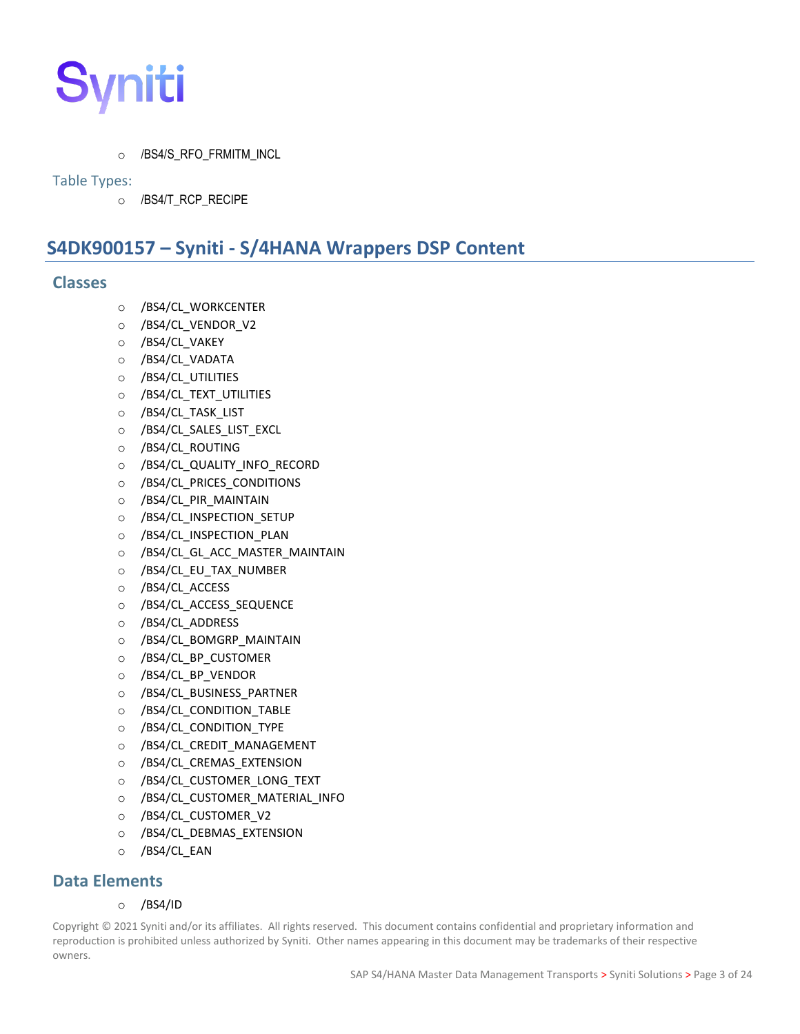- /BS4/S_RFO_FRMITM_INCL

### Table Types:

- /BS4/T_RCP_RECIPE

## S4DK900157 – Syniti - S/4HANA Wrappers DSP Content

### Classes

- /BS4/CL_WORKCENTER
- /BS4/CL_VENDOR_V2
- /BS4/CL_VAKEY
- /BS4/CL_VADATA
- /BS4/CL_UTILITIES
- /BS4/CL_TEXT_UTILITIES
- /BS4/CL_TASK_LIST
- /BS4/CL_SALES_LIST_EXCL
- /BS4/CL_ROUTING
- /BS4/CL_QUALITY_INFO_RECORD
- /BS4/CL_PRICES_CONDITIONS
- /BS4/CL_PIR_MAINTAIN
- /BS4/CL_INSPECTION_SETUP
- /BS4/CL_INSPECTION_PLAN
- /BS4/CL_GL_ACC_MASTER_MAINTAIN
- /BS4/CL_EU_TAX_NUMBER
- /BS4/CL_ACCESS
- /BS4/CL_ACCESS_SEQUENCE
- /BS4/CL_ADDRESS
- /BS4/CL_BOMGRP_MAINTAIN
- /BS4/CL_BP_CUSTOMER
- /BS4/CL_BP_VENDOR
- /BS4/CL_BUSINESS_PARTNER
- /BS4/CL_CONDITION_TABLE
- /BS4/CL_CONDITION_TYPE
- /BS4/CL_CREDIT_MANAGEMENT
- /BS4/CL_CREMAS_EXTENSION
- /BS4/CL_CUSTOMER_LONG_TEXT
- /BS4/CL_CUSTOMER_MATERIAL_INFO
- /BS4/CL_CUSTOMER_V2
- /BS4/CL_DEBMAS_EXTENSION
- /BS4/CL_EAN

### Data Elements

- /BS4/ID

Copyright © 2021 Syniti and/or its affiliates. All rights reserved. This document contains confidential and proprietary information and reproduction is prohibited unless authorized by Syniti. Other names appearing in this document may be trademarks of their respective owners.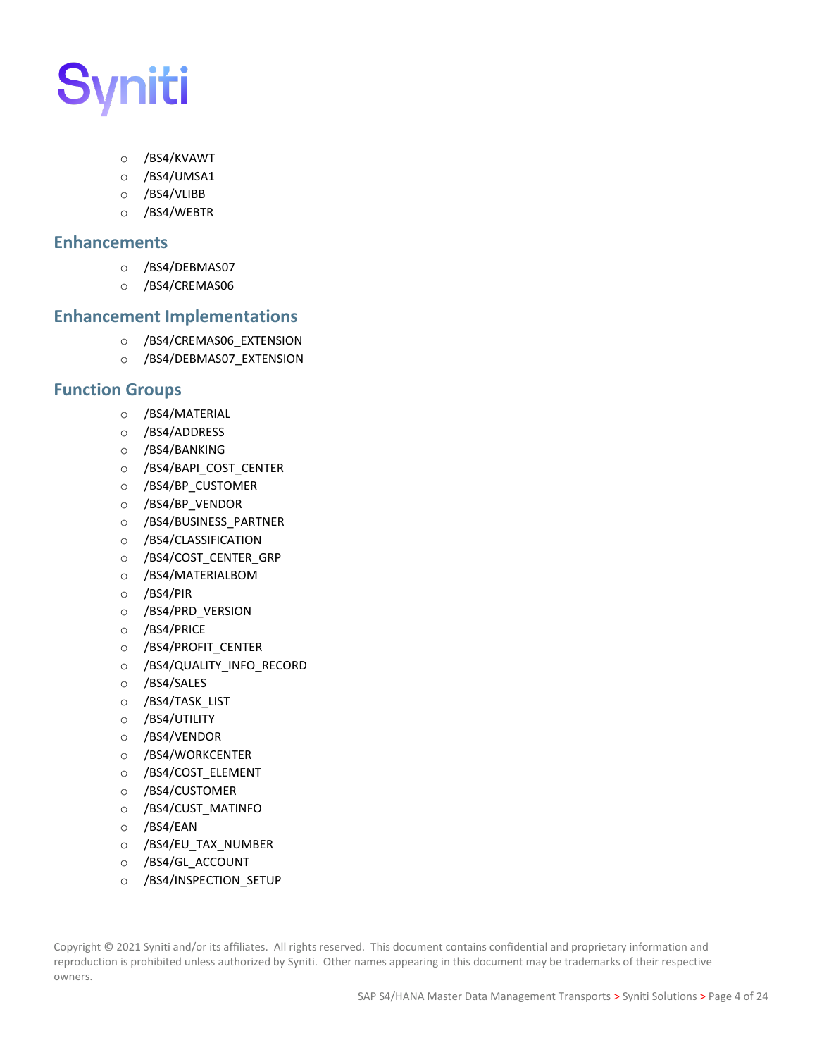- /BS4/KVAWT
- /BS4/UMSA1
- /BS4/VLIBB
- /BS4/WEBTR

## Enhancements

- /BS4/DEBMAS07
- /BS4/CREMAS06

## Enhancement Implementations

- /BS4/CREMAS06_EXTENSION
- /BS4/DEBMAS07_EXTENSION

## Function Groups

- /BS4/MATERIAL
- /BS4/ADDRESS
- /BS4/BANKING
- /BS4/BAPI_COST_CENTER
- /BS4/BP_CUSTOMER
- /BS4/BP_VENDOR
- /BS4/BUSINESS_PARTNER
- /BS4/CLASSIFICATION
- /BS4/COST_CENTER_GRP
- /BS4/MATERIALBOM
- /BS4/PIR
- /BS4/PRD_VERSION
- /BS4/PRICE
- /BS4/PROFIT_CENTER
- /BS4/QUALITY_INFO_RECORD
- /BS4/SALES
- /BS4/TASK_LIST
- /BS4/UTILITY
- /BS4/VENDOR
- /BS4/WORKCENTER
- /BS4/COST_ELEMENT
- /BS4/CUSTOMER
- /BS4/CUST_MATINFO
- /BS4/EAN
- /BS4/EU_TAX_NUMBER
- /BS4/GL_ACCOUNT
- /BS4/INSPECTION_SETUP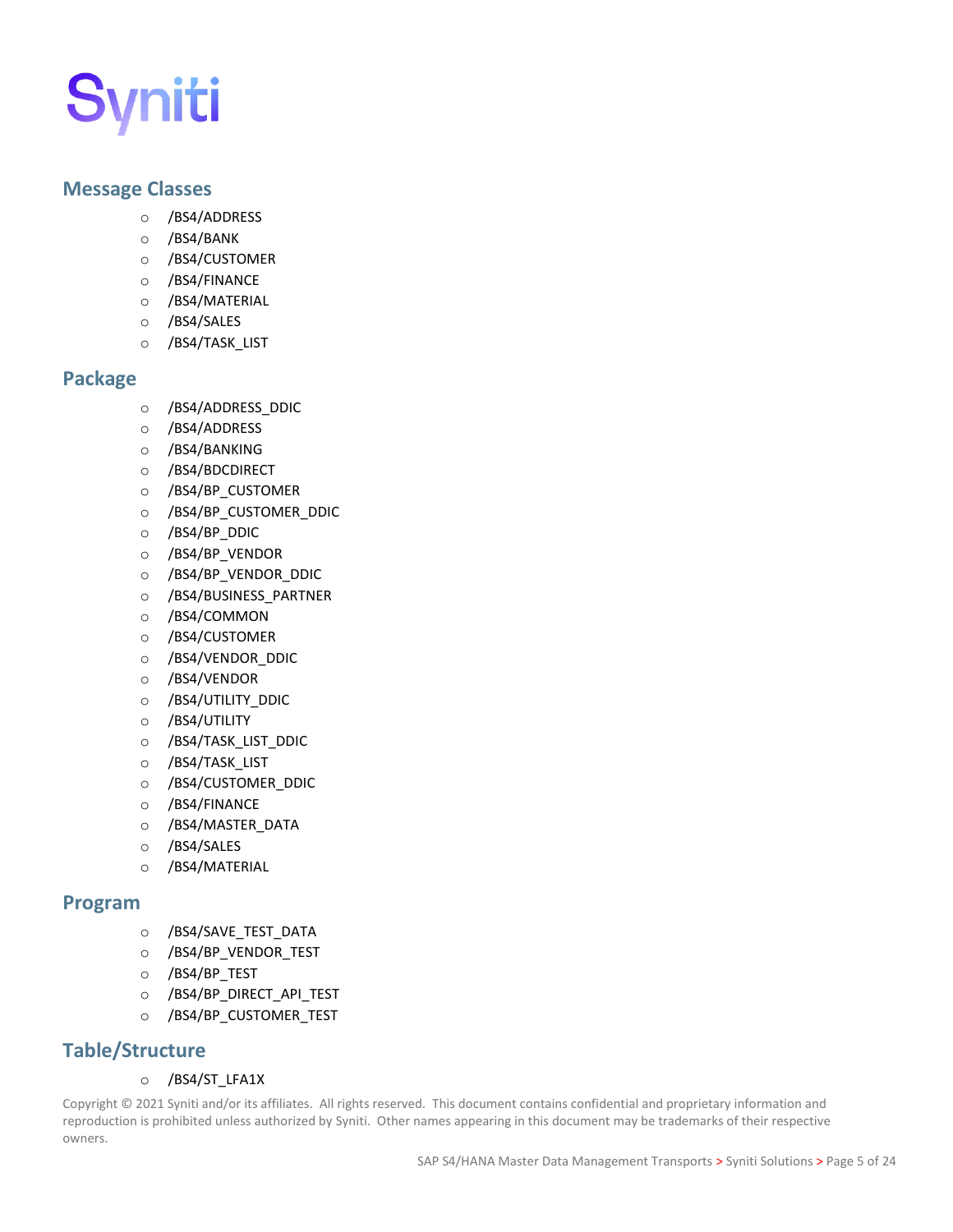## Message Classes

- /BS4/ADDRESS
- /BS4/BANK
- /BS4/CUSTOMER
- /BS4/FINANCE
- /BS4/MATERIAL
- /BS4/SALES
- /BS4/TASK_LIST

## Package

- /BS4/ADDRESS_DDIC
- /BS4/ADDRESS
- /BS4/BANKING
- /BS4/BDCDIRECT
- /BS4/BP_CUSTOMER
- /BS4/BP_CUSTOMER_DDIC
- /BS4/BP_DDIC
- /BS4/BP_VENDOR
- /BS4/BP_VENDOR_DDIC
- /BS4/BUSINESS_PARTNER
- /BS4/COMMON
- /BS4/CUSTOMER
- /BS4/VENDOR_DDIC
- /BS4/VENDOR
- /BS4/UTILITY_DDIC
- /BS4/UTILITY
- /BS4/TASK_LIST_DDIC
- /BS4/TASK_LIST
- /BS4/CUSTOMER_DDIC
- /BS4/FINANCE
- /BS4/MASTER_DATA
- /BS4/SALES
- /BS4/MATERIAL

## Program

- /BS4/SAVE_TEST_DATA
- /BS4/BP_VENDOR_TEST
- /BS4/BP_TEST
- /BS4/BP_DIRECT_API_TEST
- /BS4/BP_CUSTOMER_TEST

## Table/Structure

- /BS4/ST_LFA1X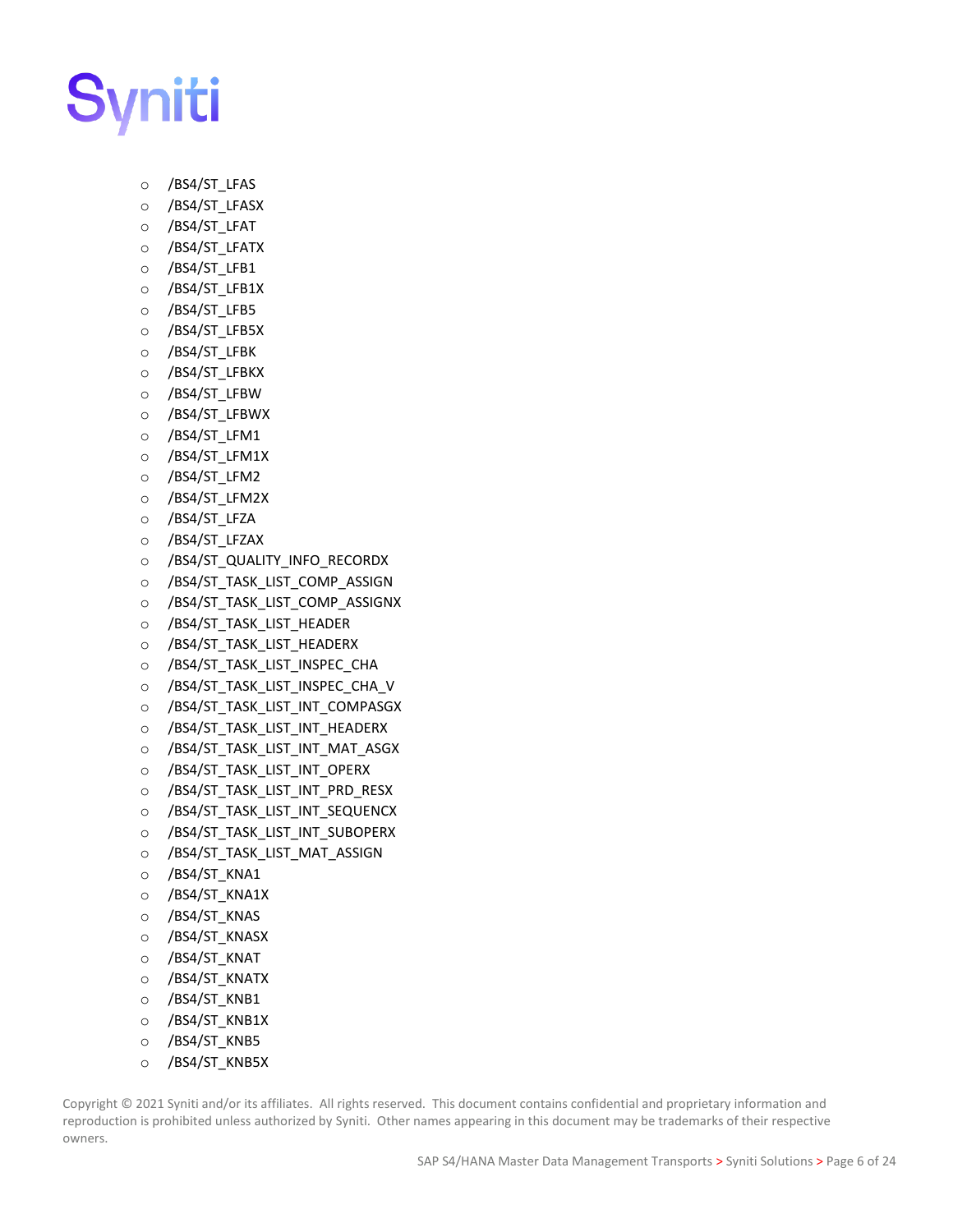- /BS4/ST_LFAS
- /BS4/ST_LFASX
- /BS4/ST_LFAT
- /BS4/ST_LFATX
- /BS4/ST_LFB1
- /BS4/ST_LFB1X
- /BS4/ST_LFB5
- /BS4/ST_LFB5X
- /BS4/ST_LFBK
- /BS4/ST_LFBKX
- /BS4/ST_LFBW
- /BS4/ST_LFBWX
- /BS4/ST_LFM1
- /BS4/ST_LFM1X
- /BS4/ST_LFM2
- /BS4/ST_LFM2X
- /BS4/ST_LFZA
- /BS4/ST_LFZAX
- /BS4/ST_QUALITY_INFO_RECORDX
- /BS4/ST_TASK_LIST_COMP_ASSIGN
- /BS4/ST_TASK_LIST_COMP_ASSIGNX
- /BS4/ST_TASK_LIST_HEADER
- /BS4/ST_TASK_LIST_HEADERX
- /BS4/ST_TASK_LIST_INSPEC_CHA
- /BS4/ST_TASK_LIST_INSPEC_CHA_V
- /BS4/ST_TASK_LIST_INT_COMPASGX
- /BS4/ST_TASK_LIST_INT_HEADERX
- /BS4/ST_TASK_LIST_INT_MAT_ASGX
- /BS4/ST_TASK_LIST_INT_OPERX
- /BS4/ST_TASK_LIST_INT_PRD_RESX
- /BS4/ST_TASK_LIST_INT_SEQUENCX
- /BS4/ST_TASK_LIST_INT_SUBOPERX
- /BS4/ST_TASK_LIST_MAT_ASSIGN
- /BS4/ST_KNA1
- /BS4/ST_KNA1X
- /BS4/ST_KNAS
- /BS4/ST_KNASX
- /BS4/ST_KNAT
- /BS4/ST_KNATX
- /BS4/ST_KNB1
- /BS4/ST_KNB1X
- /BS4/ST_KNB5
- /BS4/ST_KNB5X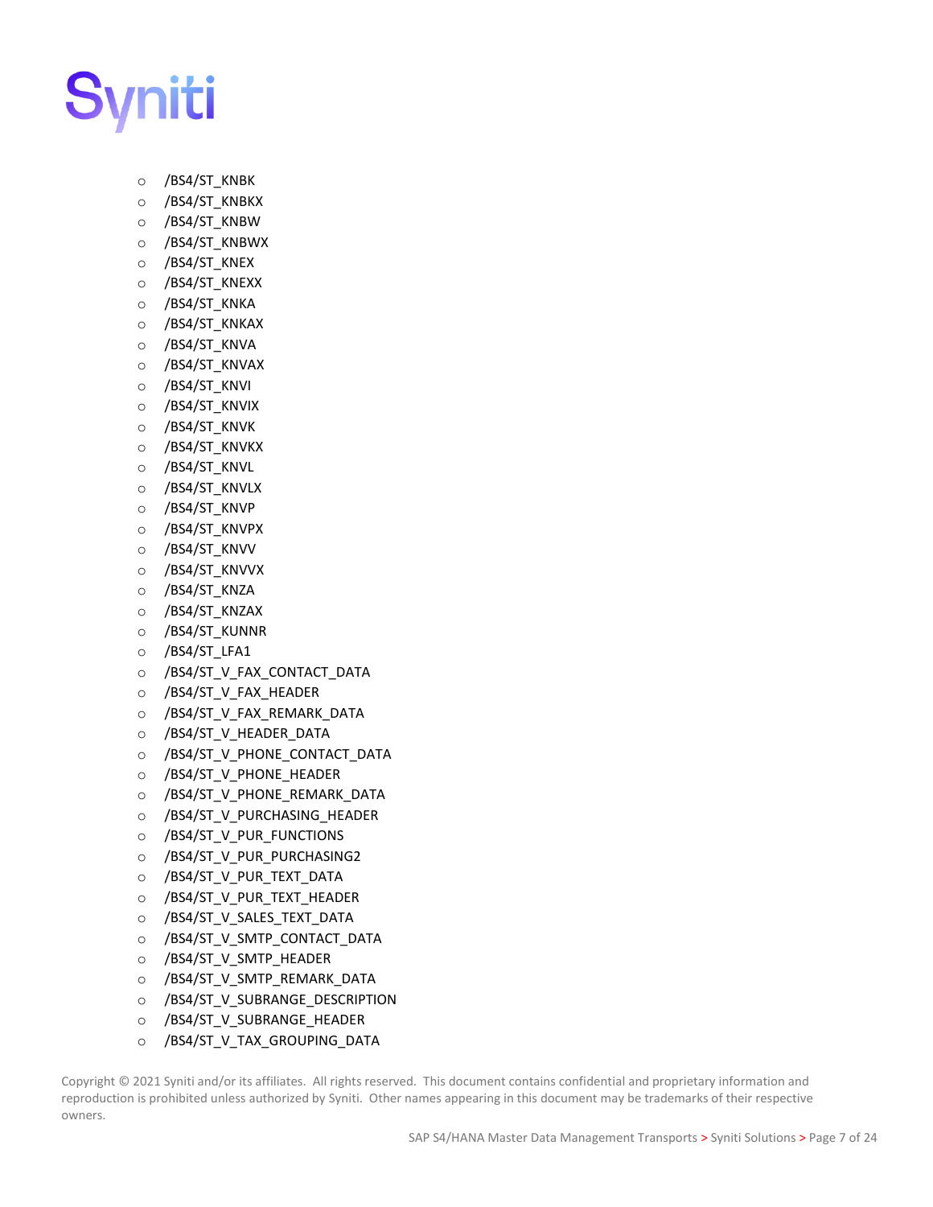- /BS4/ST_KNBK
- /BS4/ST_KNBKX
- /BS4/ST_KNBW
- /BS4/ST_KNBWX
- /BS4/ST_KNEX
- /BS4/ST_KNEXX
- /BS4/ST_KNKA
- /BS4/ST_KNKAX
- /BS4/ST_KNVA
- /BS4/ST_KNVAX
- /BS4/ST_KNVI
- /BS4/ST_KNVIX
- /BS4/ST_KNVK
- /BS4/ST_KNVKX
- /BS4/ST_KNVL
- /BS4/ST_KNVLX
- /BS4/ST_KNVP
- /BS4/ST_KNVPX
- /BS4/ST_KNVV
- /BS4/ST_KNVVX
- /BS4/ST_KNZA
- /BS4/ST_KNZAX
- /BS4/ST_KUNNR
- /BS4/ST_LFA1
- /BS4/ST_V_FAX_CONTACT_DATA
- /BS4/ST_V_FAX_HEADER
- /BS4/ST_V_FAX_REMARK_DATA
- /BS4/ST_V_HEADER_DATA
- /BS4/ST_V_PHONE_CONTACT_DATA
- /BS4/ST_V_PHONE_HEADER
- /BS4/ST_V_PHONE_REMARK_DATA
- /BS4/ST_V_PURCHASING_HEADER
- /BS4/ST_V_PUR_FUNCTIONS
- /BS4/ST_V_PUR_PURCHASING2
- /BS4/ST_V_PUR_TEXT_DATA
- /BS4/ST_V_PUR_TEXT_HEADER
- /BS4/ST_V_SALES_TEXT_DATA
- /BS4/ST_V_SMTP_CONTACT_DATA
- /BS4/ST_V_SMTP_HEADER
- /BS4/ST_V_SMTP_REMARK_DATA
- /BS4/ST_V_SUBRANGE_DESCRIPTION
- /BS4/ST_V_SUBRANGE_HEADER
- /BS4/ST_V_TAX_GROUPING_DATA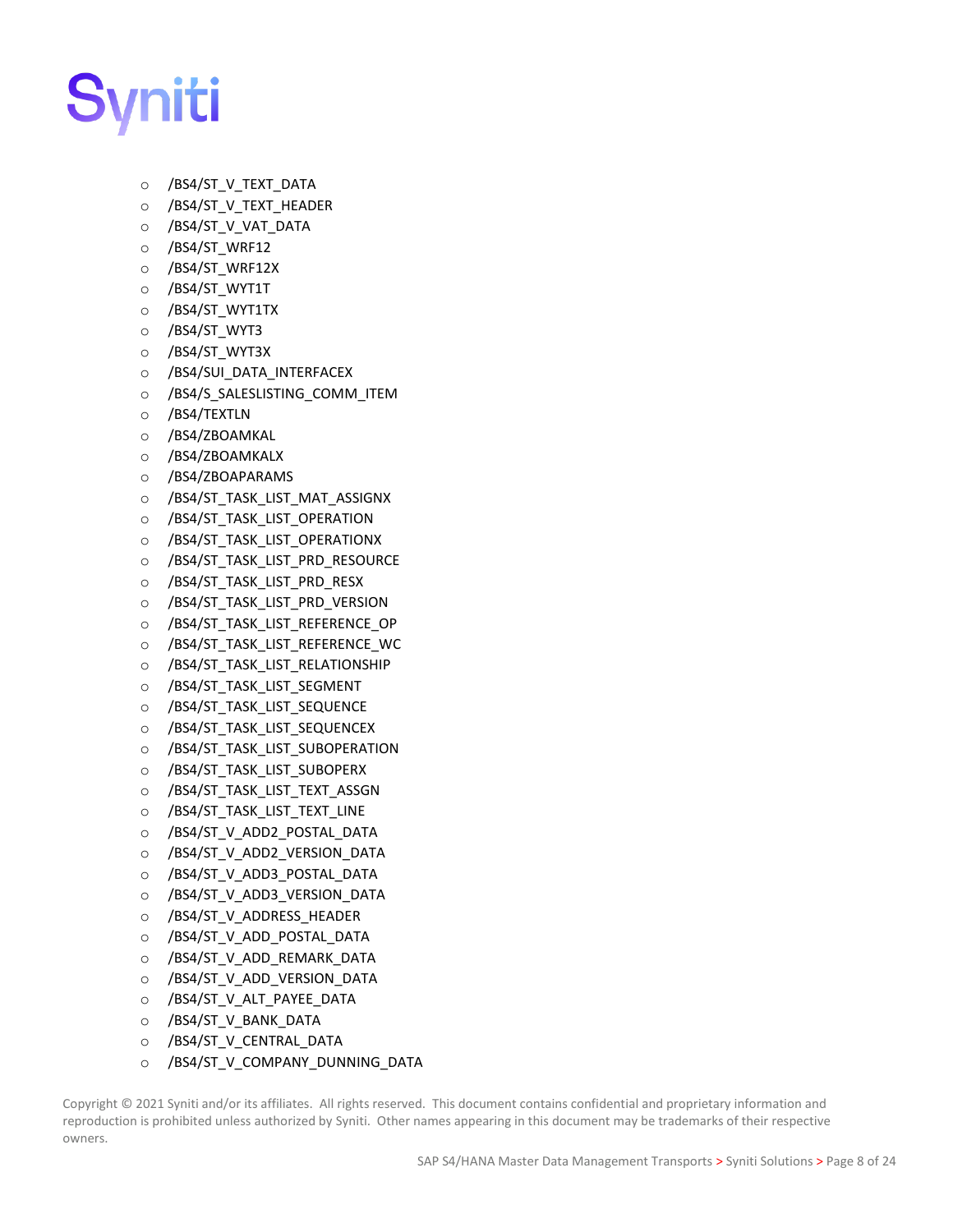- /BS4/ST_V_TEXT_DATA
- /BS4/ST_V_TEXT_HEADER
- /BS4/ST_V_VAT_DATA
- /BS4/ST_WRF12
- /BS4/ST_WRF12X
- /BS4/ST_WYT1T
- /BS4/ST_WYT1TX
- /BS4/ST_WYT3
- /BS4/ST_WYT3X
- /BS4/SUI_DATA_INTERFACEX
- /BS4/S_SALESLISTING_COMM_ITEM
- /BS4/TEXTLN
- /BS4/ZBOAMKAL
- /BS4/ZBOAMKALX
- /BS4/ZBOAPARAMS
- /BS4/ST_TASK_LIST_MAT_ASSIGNX
- /BS4/ST_TASK_LIST_OPERATION
- /BS4/ST_TASK_LIST_OPERATIONX
- /BS4/ST_TASK_LIST_PRD_RESOURCE
- /BS4/ST_TASK_LIST_PRD_RESX
- /BS4/ST_TASK_LIST_PRD_VERSION
- /BS4/ST_TASK_LIST_REFERENCE_OP
- /BS4/ST_TASK_LIST_REFERENCE_WC
- /BS4/ST_TASK_LIST_RELATIONSHIP
- /BS4/ST_TASK_LIST_SEGMENT
- /BS4/ST_TASK_LIST_SEQUENCE
- /BS4/ST_TASK_LIST_SEQUENCEX
- /BS4/ST_TASK_LIST_SUBOPERATION
- /BS4/ST_TASK_LIST_SUBOPERX
- /BS4/ST_TASK_LIST_TEXT_ASSGN
- /BS4/ST_TASK_LIST_TEXT_LINE
- /BS4/ST_V_ADD2_POSTAL_DATA
- /BS4/ST_V_ADD2_VERSION_DATA
- /BS4/ST_V_ADD3_POSTAL_DATA
- /BS4/ST_V_ADD3_VERSION_DATA
- /BS4/ST_V_ADDRESS_HEADER
- /BS4/ST_V_ADD_POSTAL_DATA
- /BS4/ST_V_ADD_REMARK_DATA
- /BS4/ST_V_ADD_VERSION_DATA
- /BS4/ST_V_ALT_PAYEE_DATA
- /BS4/ST_V_BANK_DATA
- /BS4/ST_V_CENTRAL_DATA
- /BS4/ST_V_COMPANY_DUNNING_DATA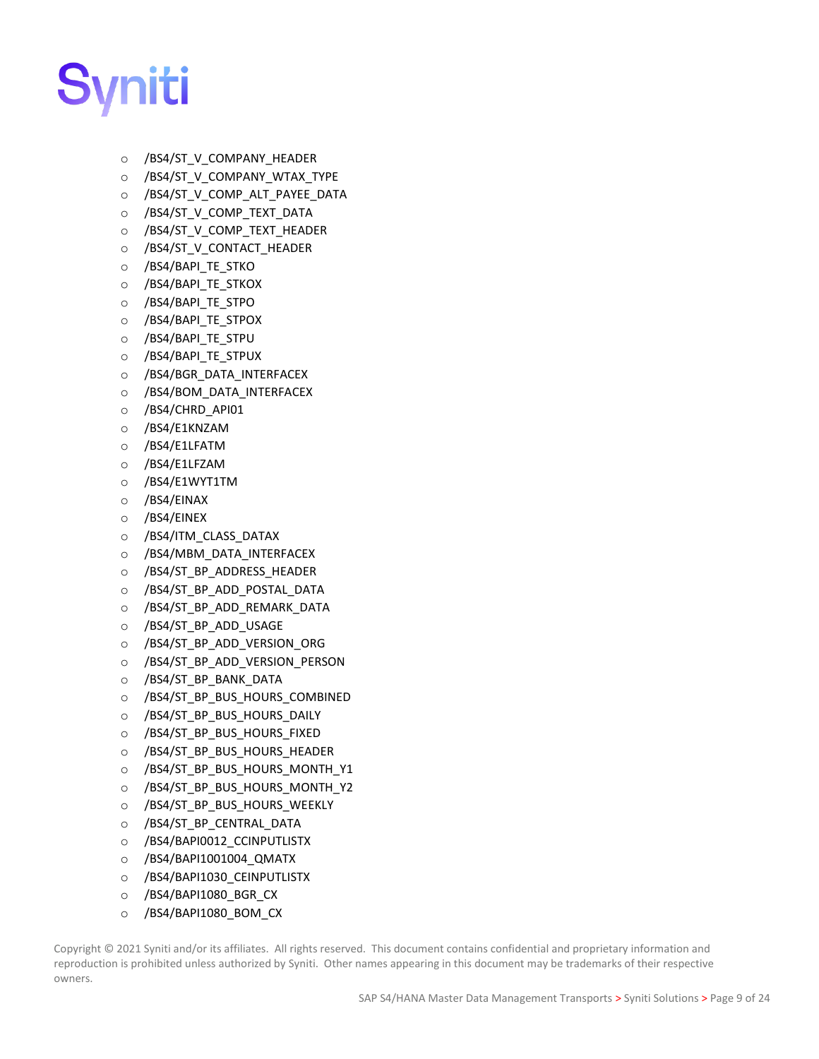- /BS4/ST_V_COMPANY_HEADER
- /BS4/ST_V_COMPANY_WTAX_TYPE
- /BS4/ST_V_COMP_ALT_PAYEE_DATA
- /BS4/ST_V_COMP_TEXT_DATA
- /BS4/ST_V_COMP_TEXT_HEADER
- /BS4/ST_V_CONTACT_HEADER
- /BS4/BAPI_TE_STKO
- /BS4/BAPI_TE_STKOX
- /BS4/BAPI_TE_STPO
- /BS4/BAPI_TE_STPOX
- /BS4/BAPI_TE_STPU
- /BS4/BAPI_TE_STPUX
- /BS4/BGR_DATA_INTERFACEX
- /BS4/BOM_DATA_INTERFACEX
- /BS4/CHRD_API01
- /BS4/E1KNZAM
- /BS4/E1LFATM
- /BS4/E1LFZAM
- /BS4/E1WYT1TM
- /BS4/EINAX
- /BS4/EINEX
- /BS4/ITM_CLASS_DATAX
- /BS4/MBM_DATA_INTERFACEX
- /BS4/ST_BP_ADDRESS_HEADER
- /BS4/ST_BP_ADD_POSTAL_DATA
- /BS4/ST_BP_ADD_REMARK_DATA
- /BS4/ST_BP_ADD_USAGE
- /BS4/ST_BP_ADD_VERSION_ORG
- /BS4/ST_BP_ADD_VERSION_PERSON
- /BS4/ST_BP_BANK_DATA
- /BS4/ST_BP_BUS_HOURS_COMBINED
- /BS4/ST_BP_BUS_HOURS_DAILY
- /BS4/ST_BP_BUS_HOURS_FIXED
- /BS4/ST_BP_BUS_HOURS_HEADER
- /BS4/ST_BP_BUS_HOURS_MONTH_Y1
- /BS4/ST_BP_BUS_HOURS_MONTH_Y2
- /BS4/ST_BP_BUS_HOURS_WEEKLY
- /BS4/ST_BP_CENTRAL_DATA
- /BS4/BAPI0012_CCINPUTLISTX
- /BS4/BAPI1001004_QMATX
- /BS4/BAPI1030_CEINPUTLISTX
- /BS4/BAPI1080_BGR_CX
- /BS4/BAPI1080_BOM_CX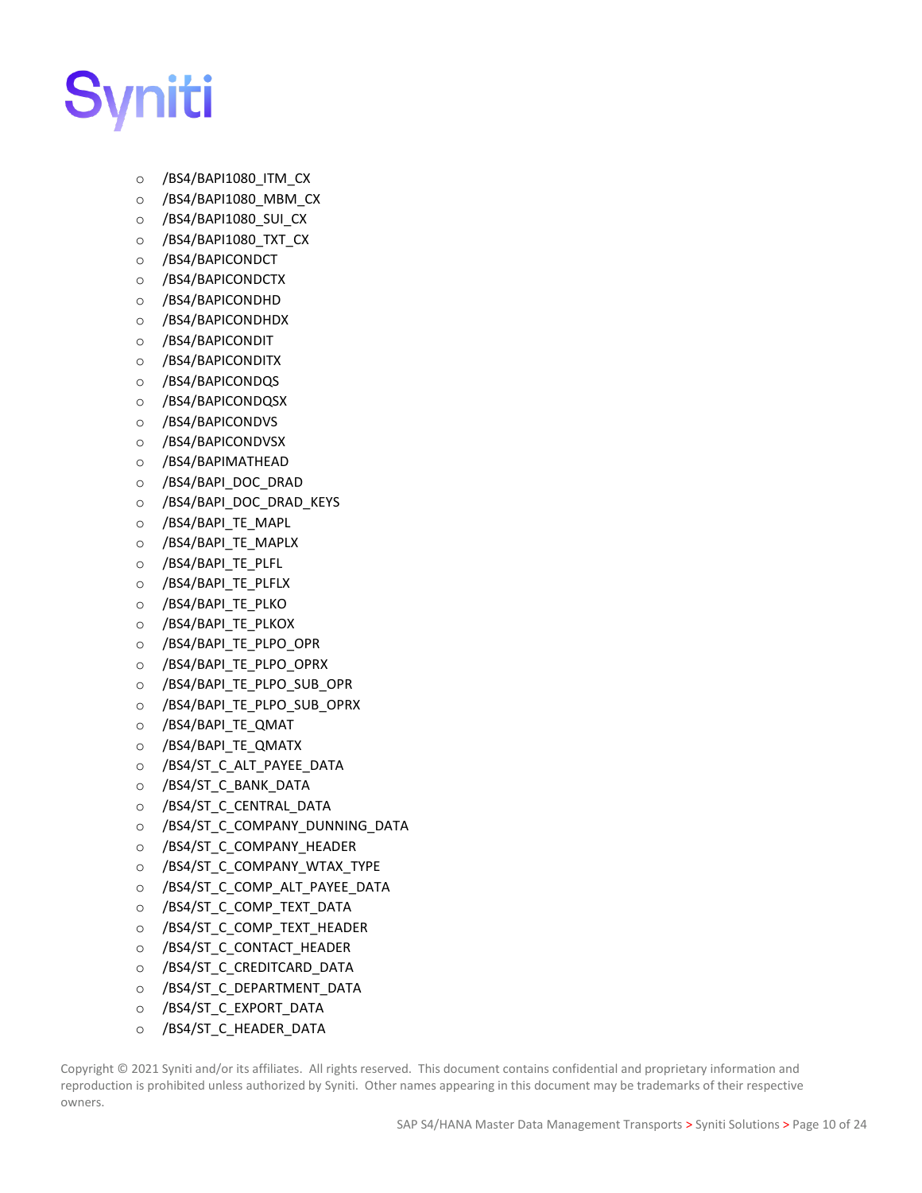- /BS4/BAPI1080_ITM_CX
- /BS4/BAPI1080_MBM_CX
- /BS4/BAPI1080_SUI_CX
- /BS4/BAPI1080_TXT_CX
- /BS4/BAPICONDCT
- /BS4/BAPICONDCTX
- /BS4/BAPICONDHD
- /BS4/BAPICONDHDX
- /BS4/BAPICONDIT
- /BS4/BAPICONDITX
- /BS4/BAPICONDQS
- /BS4/BAPICONDQSX
- /BS4/BAPICONDVS
- /BS4/BAPICONDVSX
- /BS4/BAPIMATHEAD
- /BS4/BAPI_DOC_DRAD
- /BS4/BAPI_DOC_DRAD_KEYS
- /BS4/BAPI_TE_MAPL
- /BS4/BAPI_TE_MAPLX
- /BS4/BAPI_TE_PLFL
- /BS4/BAPI_TE_PLFLX
- /BS4/BAPI_TE_PLKO
- /BS4/BAPI_TE_PLKOX
- /BS4/BAPI_TE_PLPO_OPR
- /BS4/BAPI_TE_PLPO_OPRX
- /BS4/BAPI_TE_PLPO_SUB_OPR
- /BS4/BAPI_TE_PLPO_SUB_OPRX
- /BS4/BAPI_TE_QMAT
- /BS4/BAPI_TE_QMATX
- /BS4/ST_C_ALT_PAYEE_DATA
- /BS4/ST_C_BANK_DATA
- /BS4/ST_C_CENTRAL_DATA
- /BS4/ST_C_COMPANY_DUNNING_DATA
- /BS4/ST_C_COMPANY_HEADER
- /BS4/ST_C_COMPANY_WTAX_TYPE
- /BS4/ST_C_COMP_ALT_PAYEE_DATA
- /BS4/ST_C_COMP_TEXT_DATA
- /BS4/ST_C_COMP_TEXT_HEADER
- /BS4/ST_C_CONTACT_HEADER
- /BS4/ST_C_CREDITCARD_DATA
- /BS4/ST_C_DEPARTMENT_DATA
- /BS4/ST_C_EXPORT_DATA
- /BS4/ST_C_HEADER_DATA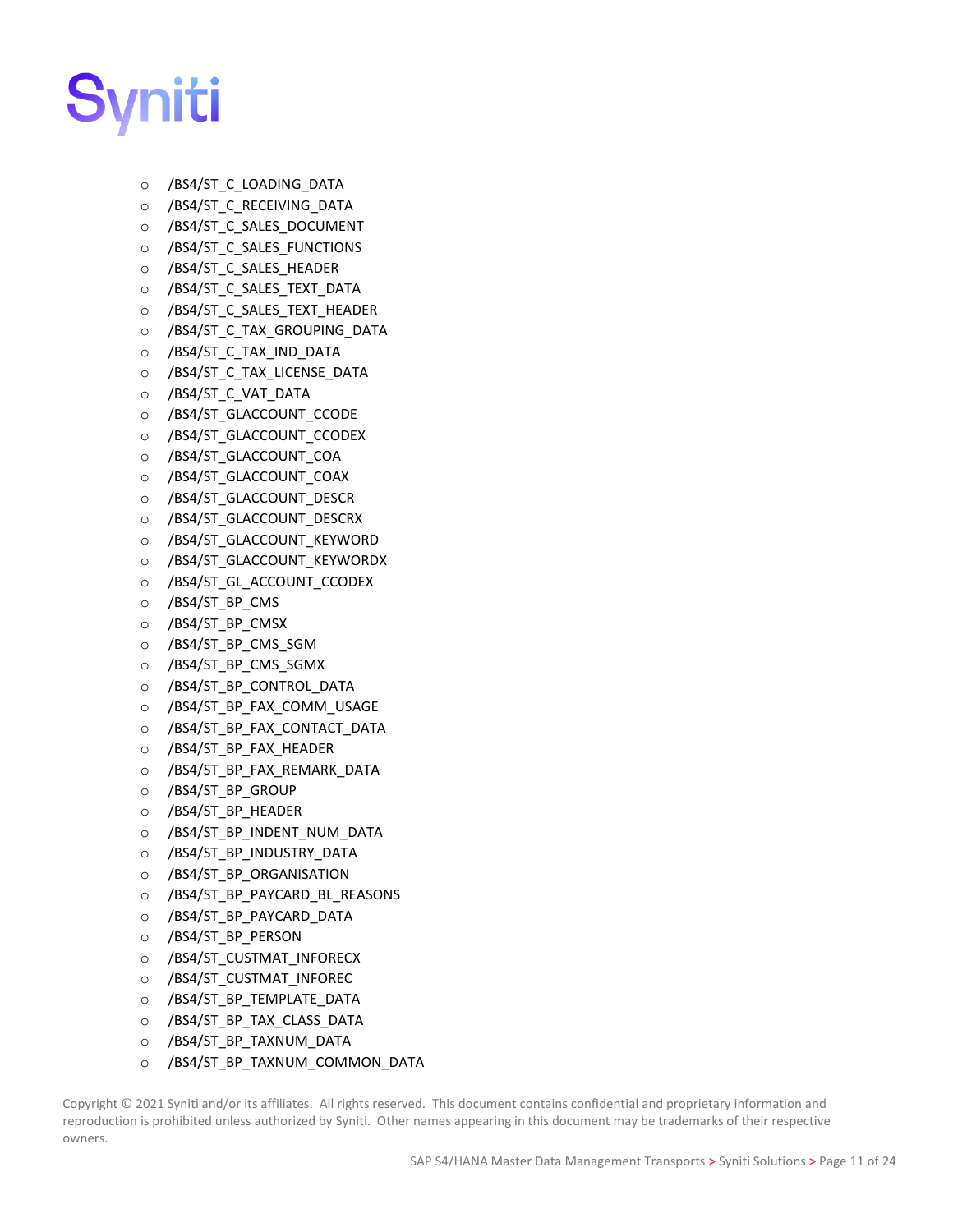- /BS4/ST_C_LOADING_DATA
- /BS4/ST_C_RECEIVING_DATA
- /BS4/ST_C_SALES_DOCUMENT
- /BS4/ST_C_SALES_FUNCTIONS
- /BS4/ST_C_SALES_HEADER
- /BS4/ST_C_SALES_TEXT_DATA
- /BS4/ST_C_SALES_TEXT_HEADER
- /BS4/ST_C_TAX_GROUPING_DATA
- /BS4/ST_C_TAX_IND_DATA
- /BS4/ST_C_TAX_LICENSE_DATA
- /BS4/ST_C_VAT_DATA
- /BS4/ST_GLACCOUNT_CCODE
- /BS4/ST_GLACCOUNT_CCODEX
- /BS4/ST_GLACCOUNT_COA
- /BS4/ST_GLACCOUNT_COAX
- /BS4/ST_GLACCOUNT_DESCR
- /BS4/ST_GLACCOUNT_DESCRX
- /BS4/ST_GLACCOUNT_KEYWORD
- /BS4/ST_GLACCOUNT_KEYWORDX
- /BS4/ST_GL_ACCOUNT_CCODEX
- /BS4/ST_BP_CMS
- /BS4/ST_BP_CMSX
- /BS4/ST_BP_CMS_SGM
- /BS4/ST_BP_CMS_SGMX
- /BS4/ST_BP_CONTROL_DATA
- /BS4/ST_BP_FAX_COMM_USAGE
- /BS4/ST_BP_FAX_CONTACT_DATA
- /BS4/ST_BP_FAX_HEADER
- /BS4/ST_BP_FAX_REMARK_DATA
- /BS4/ST_BP_GROUP
- /BS4/ST_BP_HEADER
- /BS4/ST_BP_INDENT_NUM_DATA
- /BS4/ST_BP_INDUSTRY_DATA
- /BS4/ST_BP_ORGANISATION
- /BS4/ST_BP_PAYCARD_BL_REASONS
- /BS4/ST_BP_PAYCARD_DATA
- /BS4/ST_BP_PERSON
- /BS4/ST_CUSTMAT_INFORECX
- /BS4/ST_CUSTMAT_INFOREC
- /BS4/ST_BP_TEMPLATE_DATA
- /BS4/ST_BP_TAX_CLASS_DATA
- /BS4/ST_BP_TAXNUM_DATA
- /BS4/ST_BP_TAXNUM_COMMON_DATA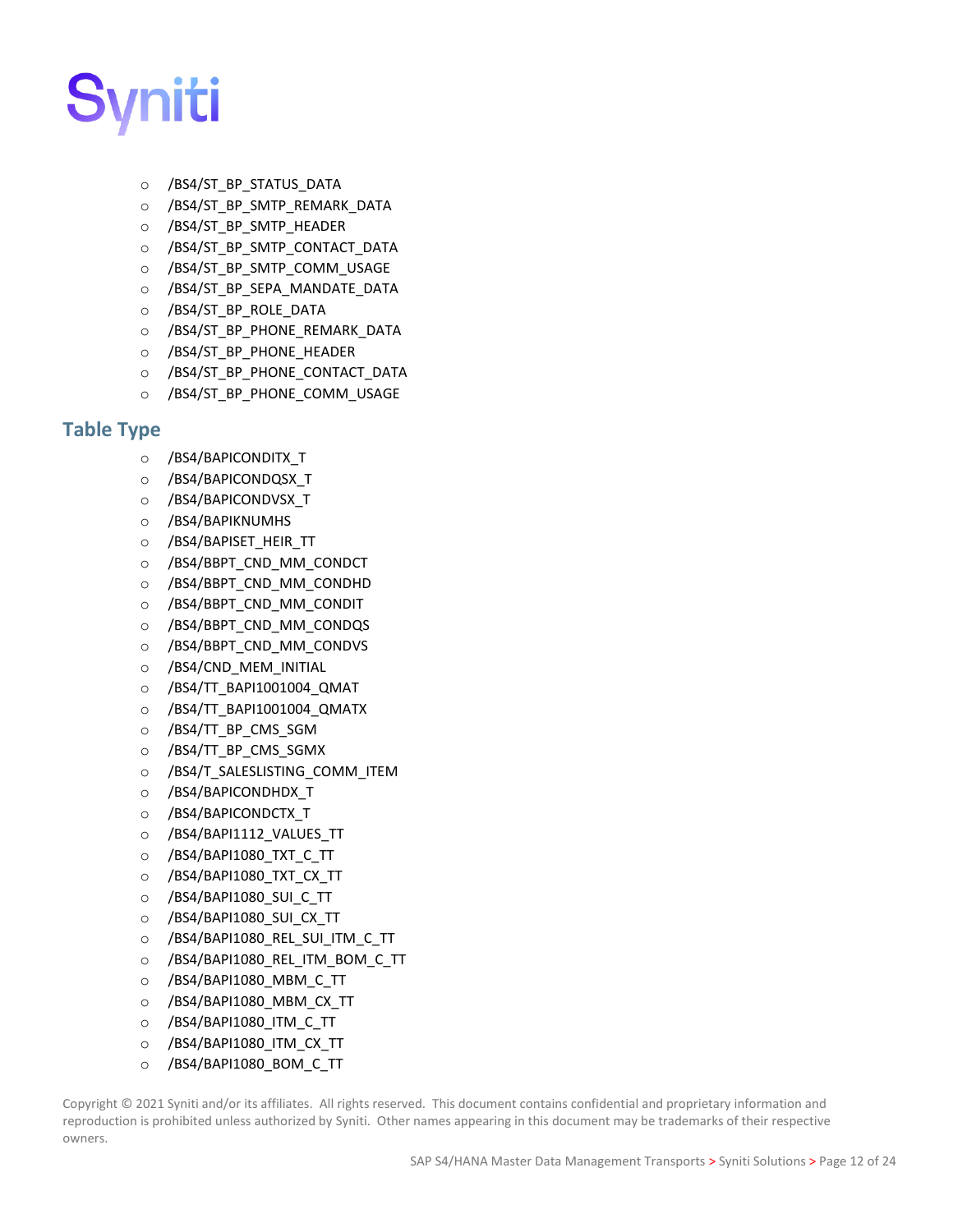- /BS4/ST_BP_STATUS_DATA
- /BS4/ST_BP_SMTP_REMARK_DATA
- /BS4/ST_BP_SMTP_HEADER
- /BS4/ST_BP_SMTP_CONTACT_DATA
- /BS4/ST_BP_SMTP_COMM_USAGE
- /BS4/ST_BP_SEPA_MANDATE_DATA
- /BS4/ST_BP_ROLE_DATA
- /BS4/ST_BP_PHONE_REMARK_DATA
- /BS4/ST_BP_PHONE_HEADER
- /BS4/ST_BP_PHONE_CONTACT_DATA
- /BS4/ST_BP_PHONE_COMM_USAGE

## Table Type

- /BS4/BAPICONDITX_T
- /BS4/BAPICONDQSX_T
- /BS4/BAPICONDVSX_T
- /BS4/BAPIKNUMHS
- /BS4/BAPISET_HEIR_TT
- /BS4/BBPT_CND_MM_CONDCT
- /BS4/BBPT_CND_MM_CONDHD
- /BS4/BBPT_CND_MM_CONDIT
- /BS4/BBPT_CND_MM_CONDQS
- /BS4/BBPT_CND_MM_CONDVS
- /BS4/CND_MEM_INITIAL
- /BS4/TT_BAPI1001004_QMAT
- /BS4/TT_BAPI1001004_QMATX
- /BS4/TT_BP_CMS_SGM
- /BS4/TT_BP_CMS_SGMX
- /BS4/T_SALESLISTING_COMM_ITEM
- /BS4/BAPICONDHDX_T
- /BS4/BAPICONDCTX_T
- /BS4/BAPI1112_VALUES_TT
- /BS4/BAPI1080_TXT_C_TT
- /BS4/BAPI1080_TXT_CX_TT
- /BS4/BAPI1080_SUI_C_TT
- /BS4/BAPI1080_SUI_CX_TT
- /BS4/BAPI1080_REL_SUI_ITM_C_TT
- /BS4/BAPI1080_REL_ITM_BOM_C_TT
- /BS4/BAPI1080_MBM_C_TT
- /BS4/BAPI1080_MBM_CX_TT
- /BS4/BAPI1080_ITM_C_TT
- /BS4/BAPI1080_ITM_CX_TT
- /BS4/BAPI1080_BOM_C_TT

Copyright © 2021 Syniti and/or its affiliates. All rights reserved. This document contains confidential and proprietary information and reproduction is prohibited unless authorized by Syniti. Other names appearing in this document may be trademarks of their respective owners.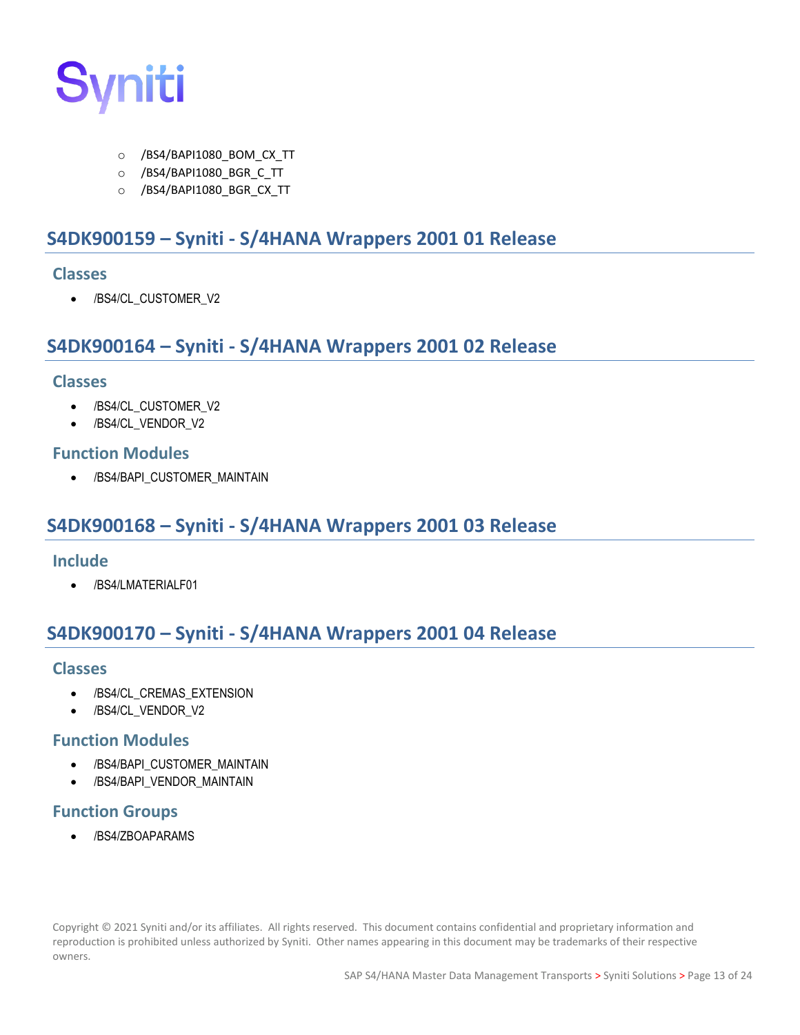- /BS4/BAPI1080_BOM_CX_TT
  - /BS4/BAPI1080_BGR_C_TT
  - /BS4/BAPI1080_BGR_CX_TT

## S4DK900159 – Syniti - S/4HANA Wrappers 2001 01 Release

### Classes

- /BS4/CL_CUSTOMER_V2

## S4DK900164 – Syniti - S/4HANA Wrappers 2001 02 Release

### Classes

- /BS4/CL_CUSTOMER_V2
- /BS4/CL_VENDOR_V2

### Function Modules

- /BS4/BAPI_CUSTOMER_MAINTAIN

## S4DK900168 – Syniti - S/4HANA Wrappers 2001 03 Release

### Include

- /BS4/LMATERIALF01

## S4DK900170 – Syniti - S/4HANA Wrappers 2001 04 Release

### Classes

- /BS4/CL_CREMAS_EXTENSION
- /BS4/CL_VENDOR_V2

### Function Modules

- /BS4/BAPI_CUSTOMER_MAINTAIN
- /BS4/BAPI_VENDOR_MAINTAIN

### Function Groups

- /BS4/ZBOAPARAMS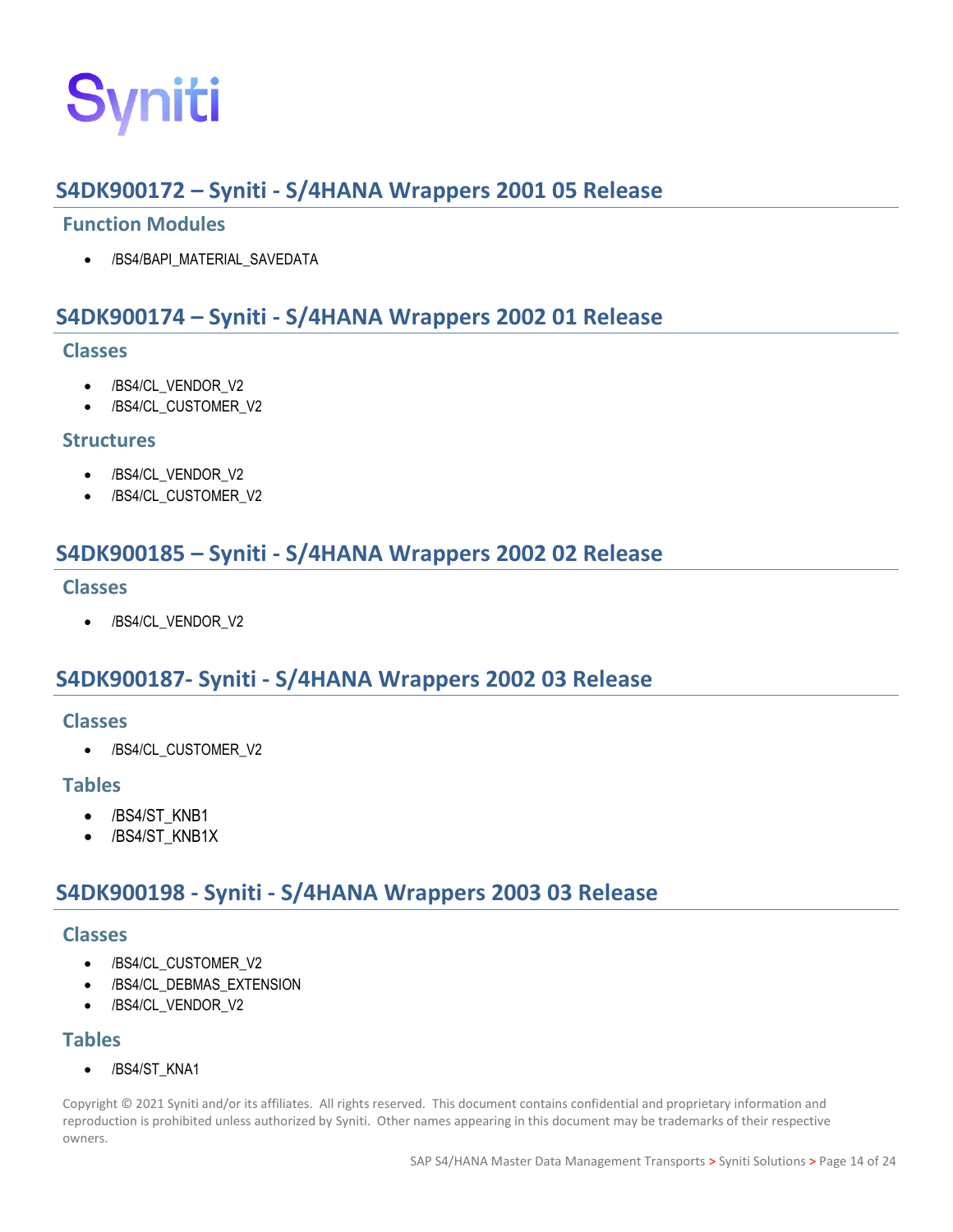## S4DK900172 – Syniti - S/4HANA Wrappers 2001 05 Release

### Function Modules

- /BS4/BAPI_MATERIAL_SAVEDATA

## S4DK900174 – Syniti - S/4HANA Wrappers 2002 01 Release

### Classes

- /BS4/CL_VENDOR_V2
- /BS4/CL_CUSTOMER_V2

### Structures

- /BS4/CL_VENDOR_V2
- /BS4/CL_CUSTOMER_V2

## S4DK900185 – Syniti - S/4HANA Wrappers 2002 02 Release

### Classes

- /BS4/CL_VENDOR_V2

## S4DK900187- Syniti - S/4HANA Wrappers 2002 03 Release

### Classes

- /BS4/CL_CUSTOMER_V2

### Tables

- /BS4/ST_KNB1
- /BS4/ST_KNB1X

## S4DK900198 - Syniti - S/4HANA Wrappers 2003 03 Release

### Classes

- /BS4/CL_CUSTOMER_V2
- /BS4/CL_DEBMAS_EXTENSION
- /BS4/CL_VENDOR_V2

### Tables

- /BS4/ST_KNA1

Copyright © 2021 Syniti and/or its affiliates. All rights reserved. This document contains confidential and proprietary information and reproduction is prohibited unless authorized by Syniti. Other names appearing in this document may be trademarks of their respective owners.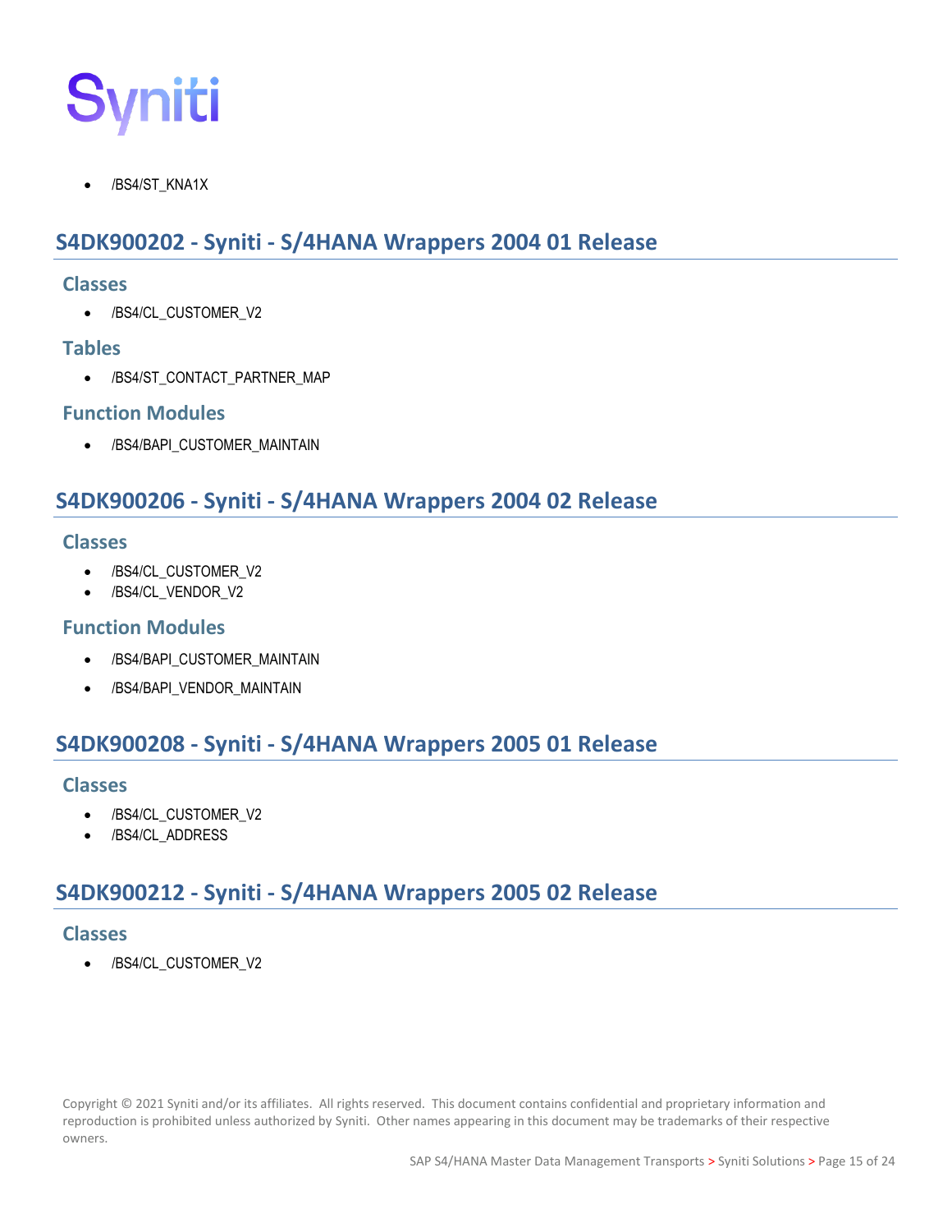- /BS4/ST_KNA1X

## S4DK900202 - Syniti - S/4HANA Wrappers 2004 01 Release

### Classes

- /BS4/CL_CUSTOMER_V2

### Tables

- /BS4/ST_CONTACT_PARTNER_MAP

### Function Modules

- /BS4/BAPI_CUSTOMER_MAINTAIN

## S4DK900206 - Syniti - S/4HANA Wrappers 2004 02 Release

### Classes

- /BS4/CL_CUSTOMER_V2
- /BS4/CL_VENDOR_V2

### Function Modules

- /BS4/BAPI_CUSTOMER_MAINTAIN
- /BS4/BAPI_VENDOR_MAINTAIN

## S4DK900208 - Syniti - S/4HANA Wrappers 2005 01 Release

### Classes

- /BS4/CL_CUSTOMER_V2
- /BS4/CL_ADDRESS

## S4DK900212 - Syniti - S/4HANA Wrappers 2005 02 Release

### Classes

- /BS4/CL_CUSTOMER_V2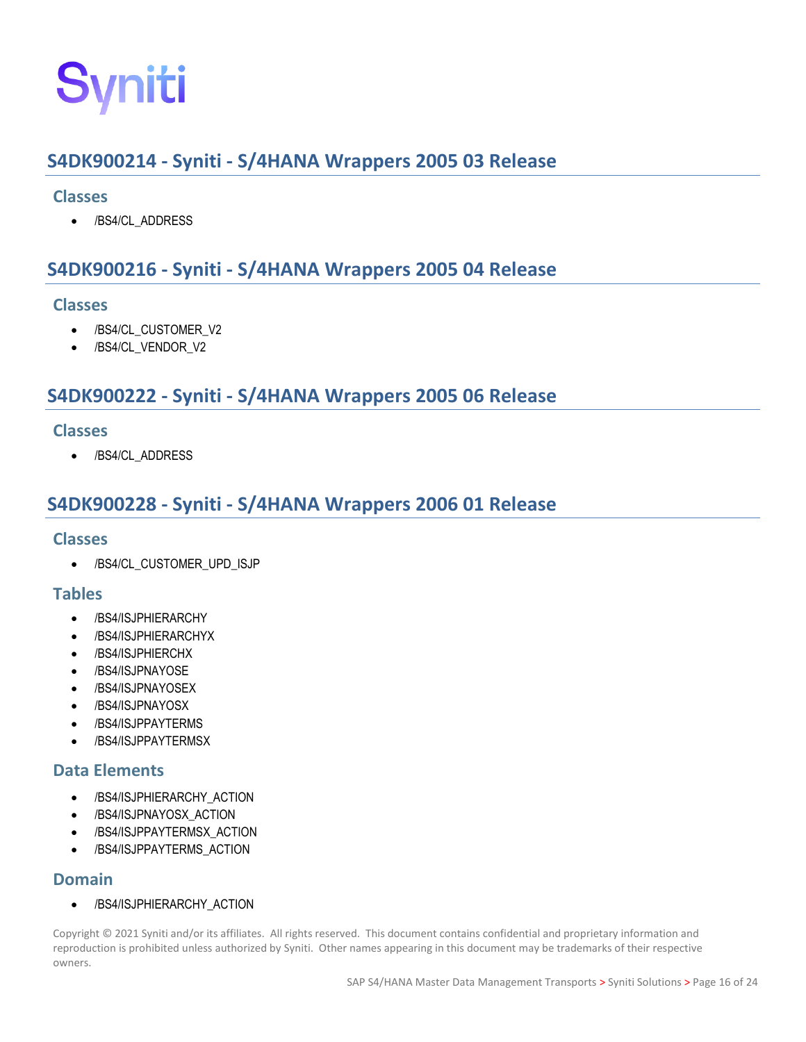## S4DK900214 - Syniti - S/4HANA Wrappers 2005 03 Release

### Classes

- /BS4/CL_ADDRESS

## S4DK900216 - Syniti - S/4HANA Wrappers 2005 04 Release

### Classes

- /BS4/CL_CUSTOMER_V2
- /BS4/CL_VENDOR_V2

## S4DK900222 - Syniti - S/4HANA Wrappers 2005 06 Release

### Classes

- /BS4/CL_ADDRESS

## S4DK900228 - Syniti - S/4HANA Wrappers 2006 01 Release

### Classes

- /BS4/CL_CUSTOMER_UPD_ISJP

### Tables

- /BS4/ISJPHIERARCHY
- /BS4/ISJPHIERARCHYX
- /BS4/ISJPHIERCHX
- /BS4/ISJPNAYOSE
- /BS4/ISJPNAYOSEX
- /BS4/ISJPNAYOSX
- /BS4/ISJPPAYTERMS
- /BS4/ISJPPAYTERMSX

### Data Elements

- /BS4/ISJPHIERARCHY_ACTION
- /BS4/ISJPNAYOSX_ACTION
- /BS4/ISJPPAYTERMSX_ACTION
- /BS4/ISJPPAYTERMS_ACTION

### Domain

- /BS4/ISJPHIERARCHY_ACTION

Copyright © 2021 Syniti and/or its affiliates. All rights reserved. This document contains confidential and proprietary information and reproduction is prohibited unless authorized by Syniti. Other names appearing in this document may be trademarks of their respective owners.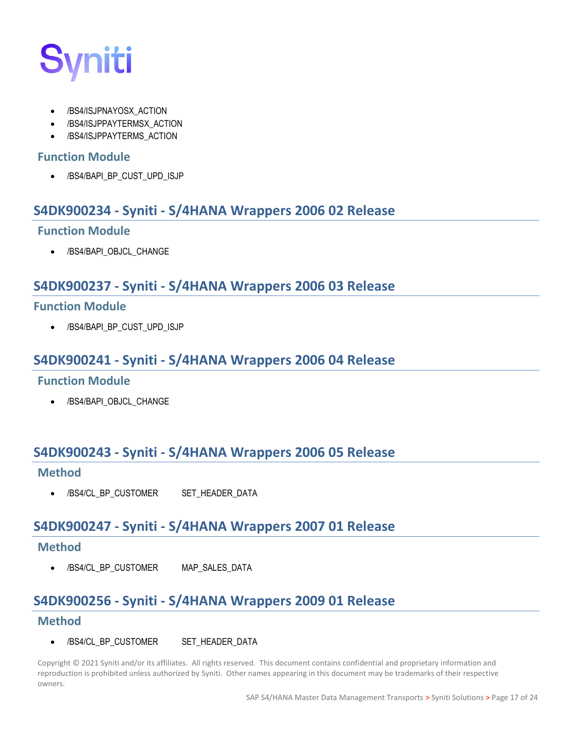- /BS4/ISJPNAYOSX_ACTION
- /BS4/ISJPPAYTERMSX_ACTION
- /BS4/ISJPPAYTERMS_ACTION

### Function Module

- /BS4/BAPI_BP_CUST_UPD_ISJP

## S4DK900234 - Syniti - S/4HANA Wrappers 2006 02 Release

### Function Module

- /BS4/BAPI_OBJCL_CHANGE

## S4DK900237 - Syniti - S/4HANA Wrappers 2006 03 Release

### Function Module

- /BS4/BAPI_BP_CUST_UPD_ISJP

## S4DK900241 - Syniti - S/4HANA Wrappers 2006 04 Release

### Function Module

- /BS4/BAPI_OBJCL_CHANGE

## S4DK900243 - Syniti - S/4HANA Wrappers 2006 05 Release

### Method

- /BS4/CL_BP_CUSTOMER SET_HEADER_DATA

## S4DK900247 - Syniti - S/4HANA Wrappers 2007 01 Release

### Method

- /BS4/CL_BP_CUSTOMER MAP_SALES_DATA

## S4DK900256 - Syniti - S/4HANA Wrappers 2009 01 Release

### Method

- /BS4/CL_BP_CUSTOMER SET_HEADER_DATA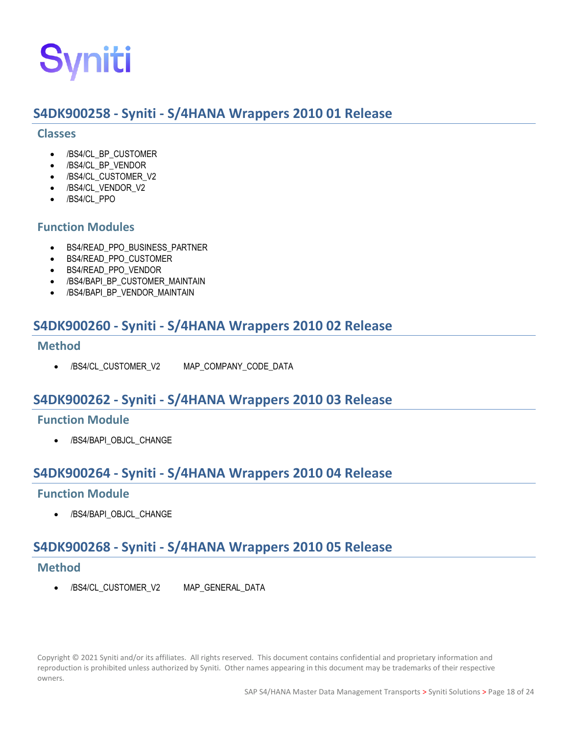## S4DK900258 - Syniti - S/4HANA Wrappers 2010 01 Release

### Classes

- /BS4/CL_BP_CUSTOMER
- /BS4/CL_BP_VENDOR
- /BS4/CL_CUSTOMER_V2
- /BS4/CL_VENDOR_V2
- /BS4/CL_PPO

### Function Modules

- BS4/READ_PPO_BUSINESS_PARTNER
- BS4/READ_PPO_CUSTOMER
- BS4/READ_PPO_VENDOR
- /BS4/BAPI_BP_CUSTOMER_MAINTAIN
- /BS4/BAPI_BP_VENDOR_MAINTAIN

## S4DK900260 - Syniti - S/4HANA Wrappers 2010 02 Release

### Method

- /BS4/CL_CUSTOMER_V2 MAP_COMPANY_CODE_DATA

## S4DK900262 - Syniti - S/4HANA Wrappers 2010 03 Release

### Function Module

- /BS4/BAPI_OBJCL_CHANGE

## S4DK900264 - Syniti - S/4HANA Wrappers 2010 04 Release

### Function Module

- /BS4/BAPI_OBJCL_CHANGE

## S4DK900268 - Syniti - S/4HANA Wrappers 2010 05 Release

### Method

- /BS4/CL_CUSTOMER_V2 MAP_GENERAL_DATA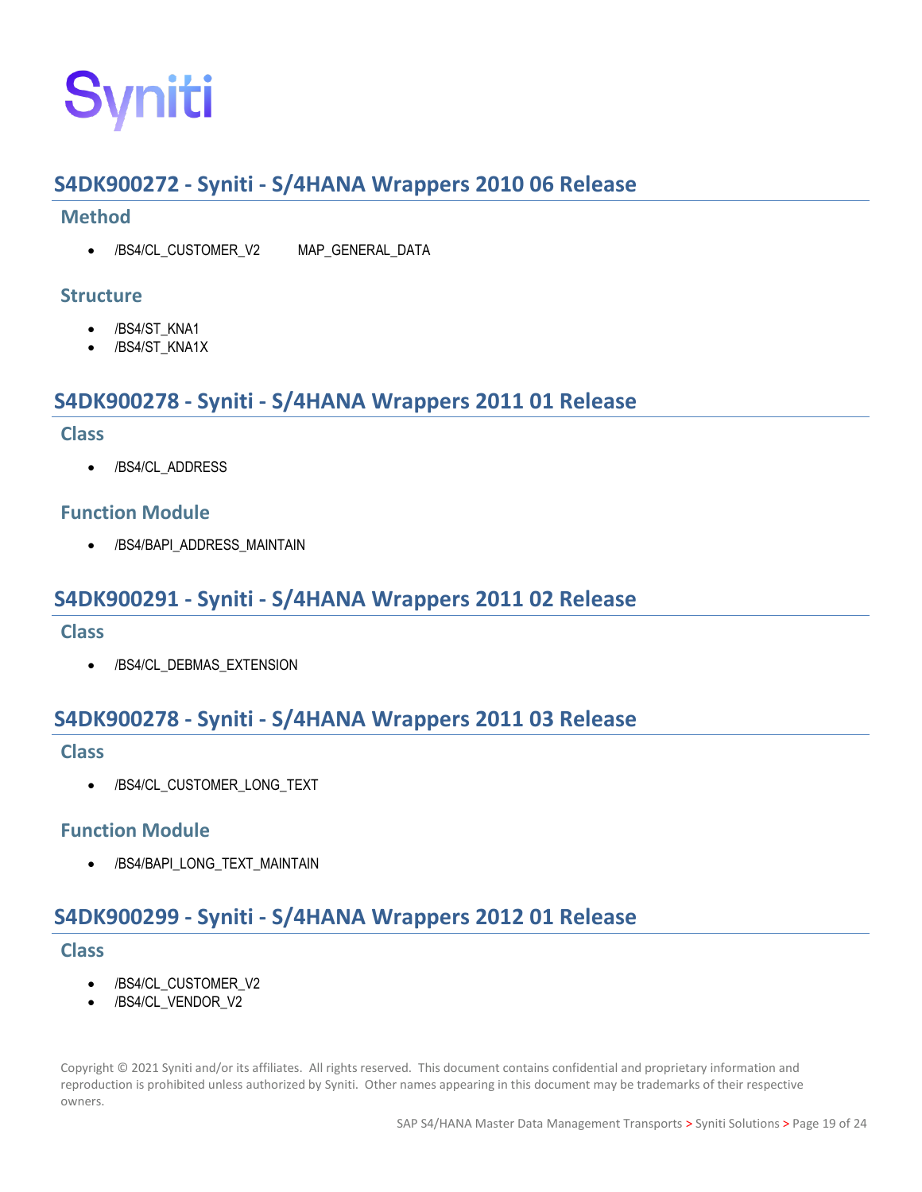## S4DK900272 - Syniti - S/4HANA Wrappers 2010 06 Release

### Method

- /BS4/CL_CUSTOMER_V2 MAP_GENERAL_DATA

### Structure

- /BS4/ST_KNA1
- /BS4/ST_KNA1X

## S4DK900278 - Syniti - S/4HANA Wrappers 2011 01 Release

### Class

- /BS4/CL_ADDRESS

### Function Module

- /BS4/BAPI_ADDRESS_MAINTAIN

## S4DK900291 - Syniti - S/4HANA Wrappers 2011 02 Release

### Class

- /BS4/CL_DEBMAS_EXTENSION

## S4DK900278 - Syniti - S/4HANA Wrappers 2011 03 Release

### Class

- /BS4/CL_CUSTOMER_LONG_TEXT

### Function Module

- /BS4/BAPI_LONG_TEXT_MAINTAIN

## S4DK900299 - Syniti - S/4HANA Wrappers 2012 01 Release

### Class

- /BS4/CL_CUSTOMER_V2
- /BS4/CL_VENDOR_V2

Copyright © 2021 Syniti and/or its affiliates. All rights reserved. This document contains confidential and proprietary information and reproduction is prohibited unless authorized by Syniti. Other names appearing in this document may be trademarks of their respective owners.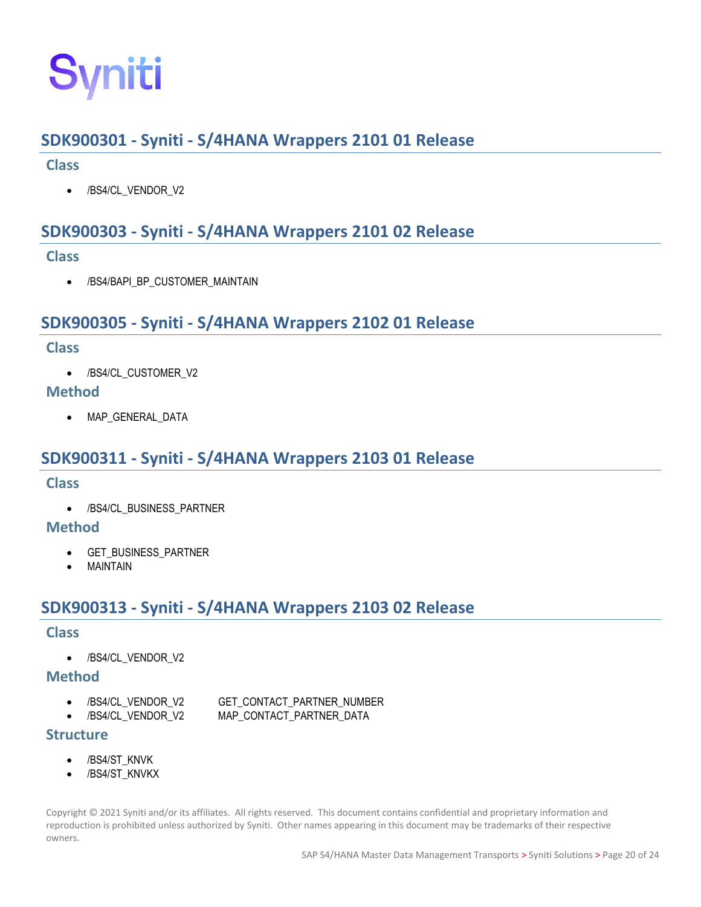## SDK900301 - Syniti - S/4HANA Wrappers 2101 01 Release

### Class

- /BS4/CL_VENDOR_V2

## SDK900303 - Syniti - S/4HANA Wrappers 2101 02 Release

### Class

- /BS4/BAPI_BP_CUSTOMER_MAINTAIN

## SDK900305 - Syniti - S/4HANA Wrappers 2102 01 Release

### Class

- /BS4/CL_CUSTOMER_V2

### Method

- MAP_GENERAL_DATA

## SDK900311 - Syniti - S/4HANA Wrappers 2103 01 Release

### Class

- /BS4/CL_BUSINESS_PARTNER

### Method

- GET_BUSINESS_PARTNER
- MAINTAIN

## SDK900313 - Syniti - S/4HANA Wrappers 2103 02 Release

### Class

- /BS4/CL_VENDOR_V2

### Method

- /BS4/CL_VENDOR_V2 GET_CONTACT_PARTNER_NUMBER
- /BS4/CL_VENDOR_V2 MAP_CONTACT_PARTNER_DATA

### Structure

- /BS4/ST_KNVK
- /BS4/ST_KNVKX

Copyright © 2021 Syniti and/or its affiliates. All rights reserved. This document contains confidential and proprietary information and reproduction is prohibited unless authorized by Syniti. Other names appearing in this document may be trademarks of their respective owners.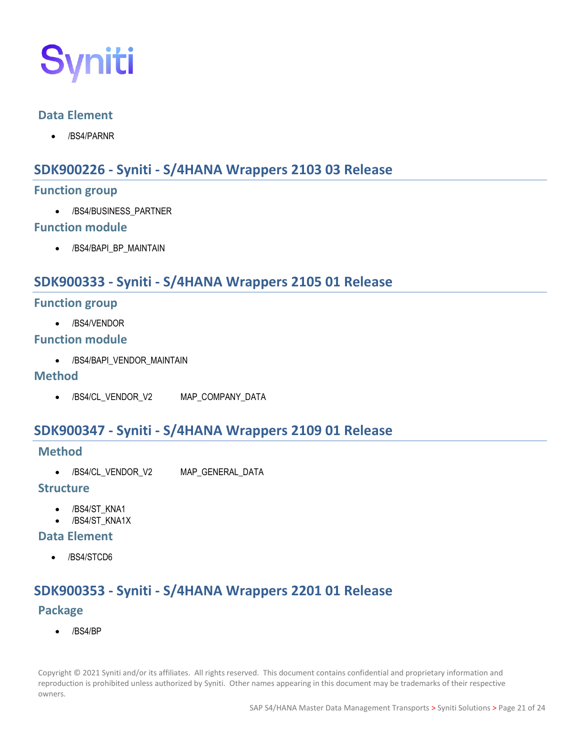### Data Element

- /BS4/PARNR

## SDK900226 - Syniti - S/4HANA Wrappers 2103 03 Release

### Function group

- /BS4/BUSINESS_PARTNER

### Function module

- /BS4/BAPI_BP_MAINTAIN

## SDK900333 - Syniti - S/4HANA Wrappers 2105 01 Release

### Function group

- /BS4/VENDOR

### Function module

- /BS4/BAPI_VENDOR_MAINTAIN

### Method

- /BS4/CL_VENDOR_V2 MAP_COMPANY_DATA

## SDK900347 - Syniti - S/4HANA Wrappers 2109 01 Release

### Method

- /BS4/CL_VENDOR_V2 MAP_GENERAL_DATA

### Structure

- /BS4/ST_KNA1
- /BS4/ST_KNA1X

### Data Element

- /BS4/STCD6

## SDK900353 - Syniti - S/4HANA Wrappers 2201 01 Release

### Package

- /BS4/BP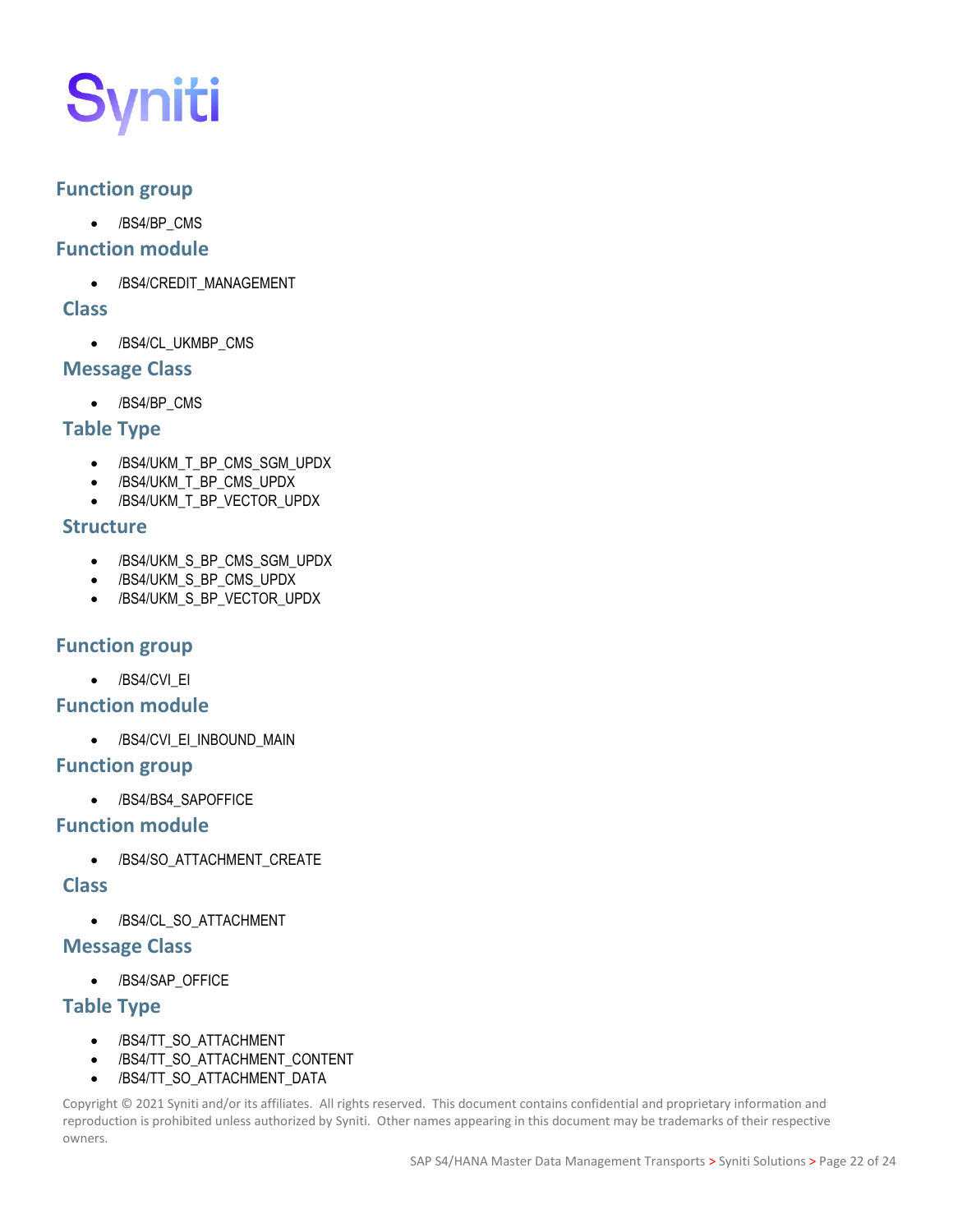### Function group

- /BS4/BP_CMS

### Function module

- /BS4/CREDIT_MANAGEMENT

### Class

- /BS4/CL_UKMBP_CMS

### Message Class

- /BS4/BP_CMS

### Table Type

- /BS4/UKM_T_BP_CMS_SGM_UPDX
- /BS4/UKM_T_BP_CMS_UPDX
- /BS4/UKM_T_BP_VECTOR_UPDX

### Structure

- /BS4/UKM_S_BP_CMS_SGM_UPDX
- /BS4/UKM_S_BP_CMS_UPDX
- /BS4/UKM_S_BP_VECTOR_UPDX

### Function group

- /BS4/CVI_EI

### Function module

- /BS4/CVI_EI_INBOUND_MAIN

### Function group

- /BS4/BS4_SAPOFFICE

### Function module

- /BS4/SO_ATTACHMENT_CREATE

### Class

- /BS4/CL_SO_ATTACHMENT

### Message Class

- /BS4/SAP_OFFICE

### Table Type

- /BS4/TT_SO_ATTACHMENT
- /BS4/TT_SO_ATTACHMENT_CONTENT
- /BS4/TT_SO_ATTACHMENT_DATA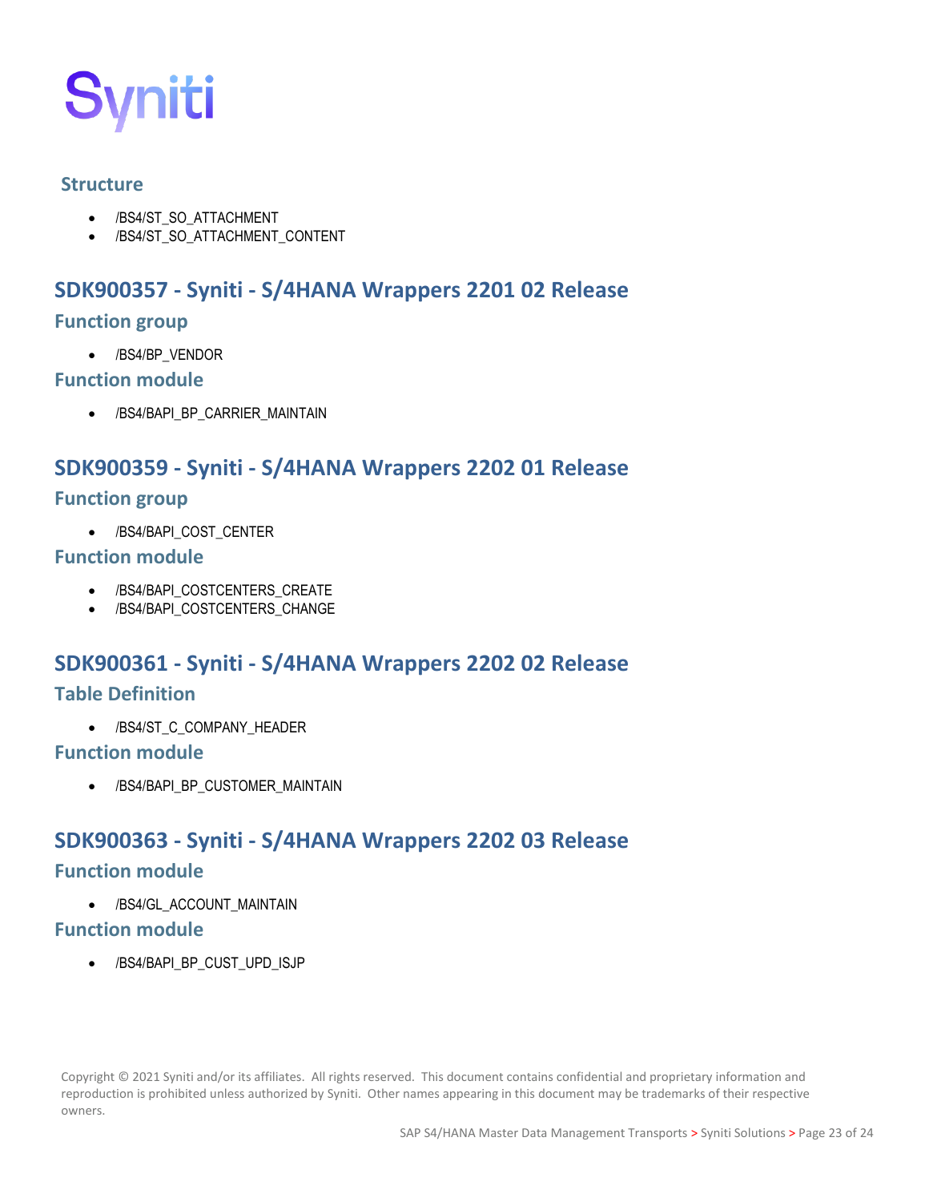### Structure

- /BS4/ST_SO_ATTACHMENT
- /BS4/ST_SO_ATTACHMENT_CONTENT

## SDK900357 - Syniti - S/4HANA Wrappers 2201 02 Release

### Function group

- /BS4/BP_VENDOR

### Function module

- /BS4/BAPI_BP_CARRIER_MAINTAIN

## SDK900359 - Syniti - S/4HANA Wrappers 2202 01 Release

### Function group

- /BS4/BAPI_COST_CENTER

### Function module

- /BS4/BAPI_COSTCENTERS_CREATE
- /BS4/BAPI_COSTCENTERS_CHANGE

## SDK900361 - Syniti - S/4HANA Wrappers 2202 02 Release

### Table Definition

- /BS4/ST_C_COMPANY_HEADER

### Function module

- /BS4/BAPI_BP_CUSTOMER_MAINTAIN

## SDK900363 - Syniti - S/4HANA Wrappers 2202 03 Release

### Function module

- /BS4/GL_ACCOUNT_MAINTAIN

### Function module

- /BS4/BAPI_BP_CUST_UPD_ISJP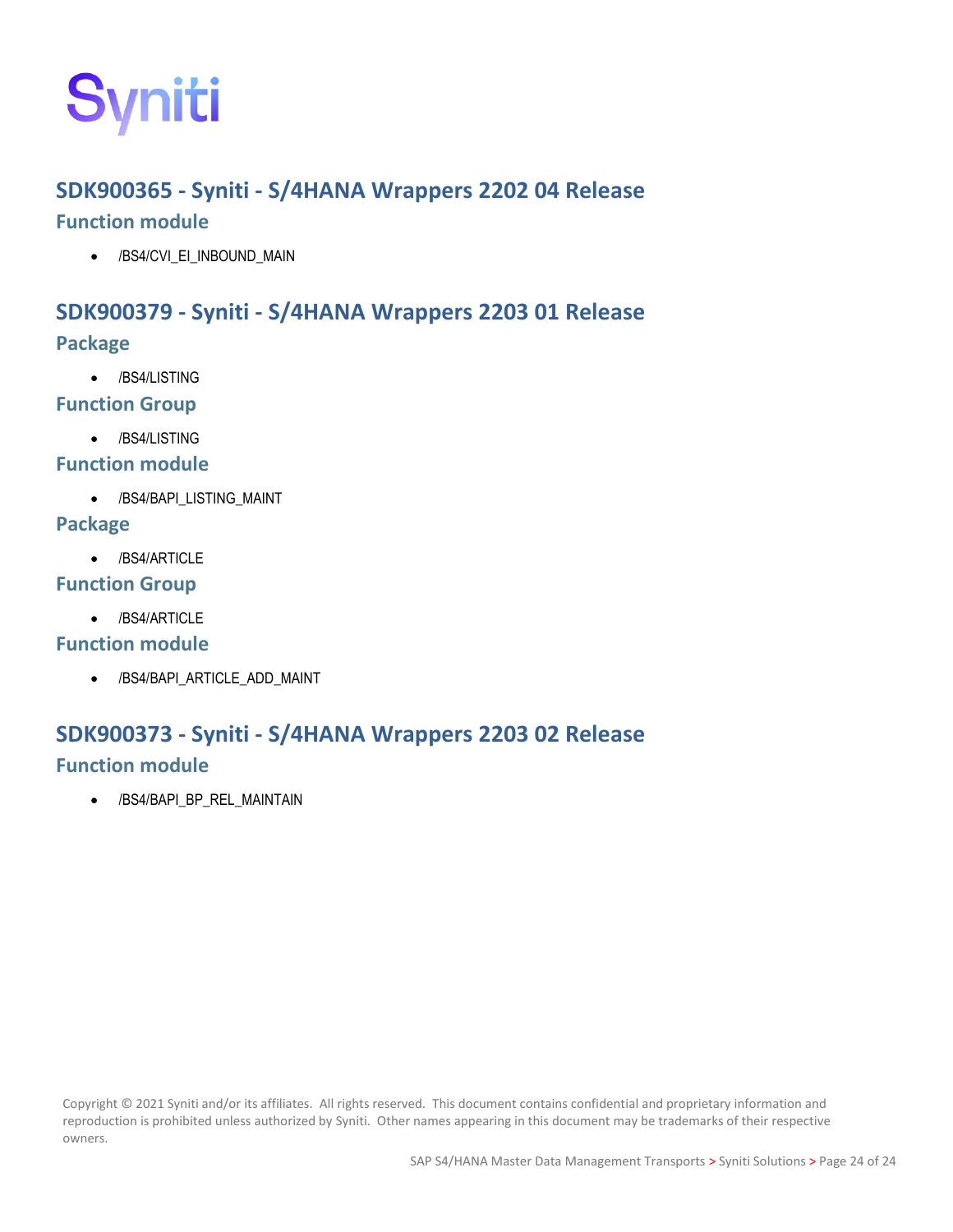## SDK900365 - Syniti - S/4HANA Wrappers 2202 04 Release

### Function module

- /BS4/CVI_EI_INBOUND_MAIN

## SDK900379 - Syniti - S/4HANA Wrappers 2203 01 Release

### Package

- /BS4/LISTING

### Function Group

- /BS4/LISTING

### Function module

- /BS4/BAPI_LISTING_MAINT

### Package

- /BS4/ARTICLE

### Function Group

- /BS4/ARTICLE

### Function module

- /BS4/BAPI_ARTICLE_ADD_MAINT

## SDK900373 - Syniti - S/4HANA Wrappers 2203 02 Release

### Function module

- /BS4/BAPI_BP_REL_MAINTAIN